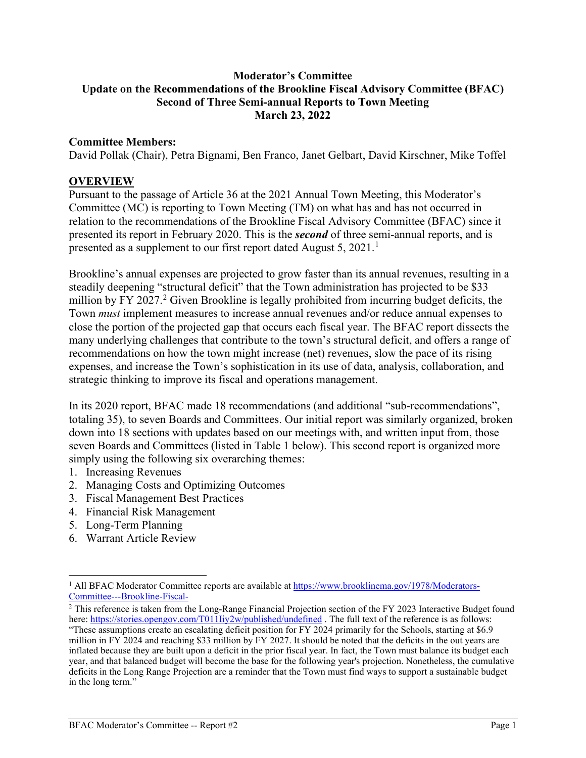**Moderator's Committee**
**Update on the Recommendations of the Brookline Fiscal Advisory Committee (BFAC)**
**Second of Three Semi-annual Reports to Town Meeting**
**March 23, 2022**

**Committee Members:**
David Pollak (Chair), Petra Bignami, Ben Franco, Janet Gelbart, David Kirschner, Mike Toffel

## OVERVIEW

Pursuant to the passage of Article 36 at the 2021 Annual Town Meeting, this Moderator's Committee (MC) is reporting to Town Meeting (TM) on what has and has not occurred in relation to the recommendations of the Brookline Fiscal Advisory Committee (BFAC) since it presented its report in February 2020. This is the ***second*** of three semi-annual reports, and is presented as a supplement to our first report dated August 5, 2021.[1]

Brookline's annual expenses are projected to grow faster than its annual revenues, resulting in a steadily deepening "structural deficit" that the Town administration has projected to be $33 million by FY 2027.[2] Given Brookline is legally prohibited from incurring budget deficits, the Town *must* implement measures to increase annual revenues and/or reduce annual expenses to close the portion of the projected gap that occurs each fiscal year. The BFAC report dissects the many underlying challenges that contribute to the town's structural deficit, and offers a range of recommendations on how the town might increase (net) revenues, slow the pace of its rising expenses, and increase the Town's sophistication in its use of data, analysis, collaboration, and strategic thinking to improve its fiscal and operations management.

In its 2020 report, BFAC made 18 recommendations (and additional "sub-recommendations", totaling 35), to seven Boards and Committees. Our initial report was similarly organized, broken down into 18 sections with updates based on our meetings with, and written input from, those seven Boards and Committees (listed in Table 1 below). This second report is organized more simply using the following six overarching themes:

1. Increasing Revenues
2. Managing Costs and Optimizing Outcomes
3. Fiscal Management Best Practices
4. Financial Risk Management
5. Long-Term Planning
6. Warrant Article Review

---

[1] All BFAC Moderator Committee reports are available at https://www.brooklinema.gov/1978/Moderators-Committee---Brookline-Fiscal-

[2] This reference is taken from the Long-Range Financial Projection section of the FY 2023 Interactive Budget found here: https://stories.opengov.com/T011Iiy2w/published/undefined . The full text of the reference is as follows: "These assumptions create an escalating deficit position for FY 2024 primarily for the Schools, starting at $6.9 million in FY 2024 and reaching $33 million by FY 2027. It should be noted that the deficits in the out years are inflated because they are built upon a deficit in the prior fiscal year. In fact, the Town must balance its budget each year, and that balanced budget will become the base for the following year's projection. Nonetheless, the cumulative deficits in the Long Range Projection are a reminder that the Town must find ways to support a sustainable budget in the long term."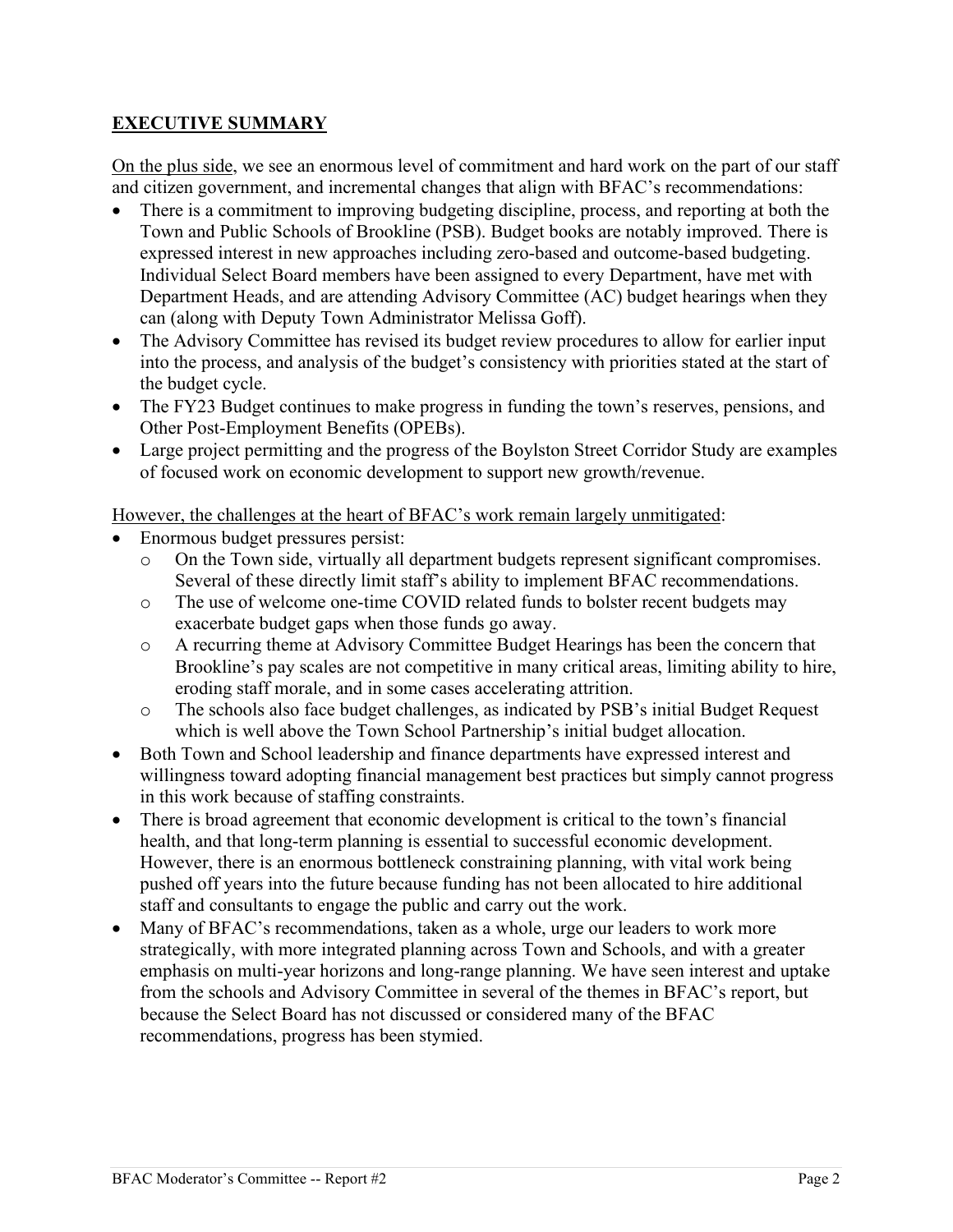## EXECUTIVE SUMMARY

<u>On the plus side</u>, we see an enormous level of commitment and hard work on the part of our staff and citizen government, and incremental changes that align with BFAC's recommendations:

- There is a commitment to improving budgeting discipline, process, and reporting at both the Town and Public Schools of Brookline (PSB). Budget books are notably improved. There is expressed interest in new approaches including zero-based and outcome-based budgeting. Individual Select Board members have been assigned to every Department, have met with Department Heads, and are attending Advisory Committee (AC) budget hearings when they can (along with Deputy Town Administrator Melissa Goff).
- The Advisory Committee has revised its budget review procedures to allow for earlier input into the process, and analysis of the budget's consistency with priorities stated at the start of the budget cycle.
- The FY23 Budget continues to make progress in funding the town's reserves, pensions, and Other Post-Employment Benefits (OPEBs).
- Large project permitting and the progress of the Boylston Street Corridor Study are examples of focused work on economic development to support new growth/revenue.

<u>However, the challenges at the heart of BFAC's work remain largely unmitigated</u>:

- Enormous budget pressures persist:
  - On the Town side, virtually all department budgets represent significant compromises. Several of these directly limit staff's ability to implement BFAC recommendations.
  - The use of welcome one-time COVID related funds to bolster recent budgets may exacerbate budget gaps when those funds go away.
  - A recurring theme at Advisory Committee Budget Hearings has been the concern that Brookline's pay scales are not competitive in many critical areas, limiting ability to hire, eroding staff morale, and in some cases accelerating attrition.
  - The schools also face budget challenges, as indicated by PSB's initial Budget Request which is well above the Town School Partnership's initial budget allocation.
- Both Town and School leadership and finance departments have expressed interest and willingness toward adopting financial management best practices but simply cannot progress in this work because of staffing constraints.
- There is broad agreement that economic development is critical to the town's financial health, and that long-term planning is essential to successful economic development. However, there is an enormous bottleneck constraining planning, with vital work being pushed off years into the future because funding has not been allocated to hire additional staff and consultants to engage the public and carry out the work.
- Many of BFAC's recommendations, taken as a whole, urge our leaders to work more strategically, with more integrated planning across Town and Schools, and with a greater emphasis on multi-year horizons and long-range planning. We have seen interest and uptake from the schools and Advisory Committee in several of the themes in BFAC's report, but because the Select Board has not discussed or considered many of the BFAC recommendations, progress has been stymied.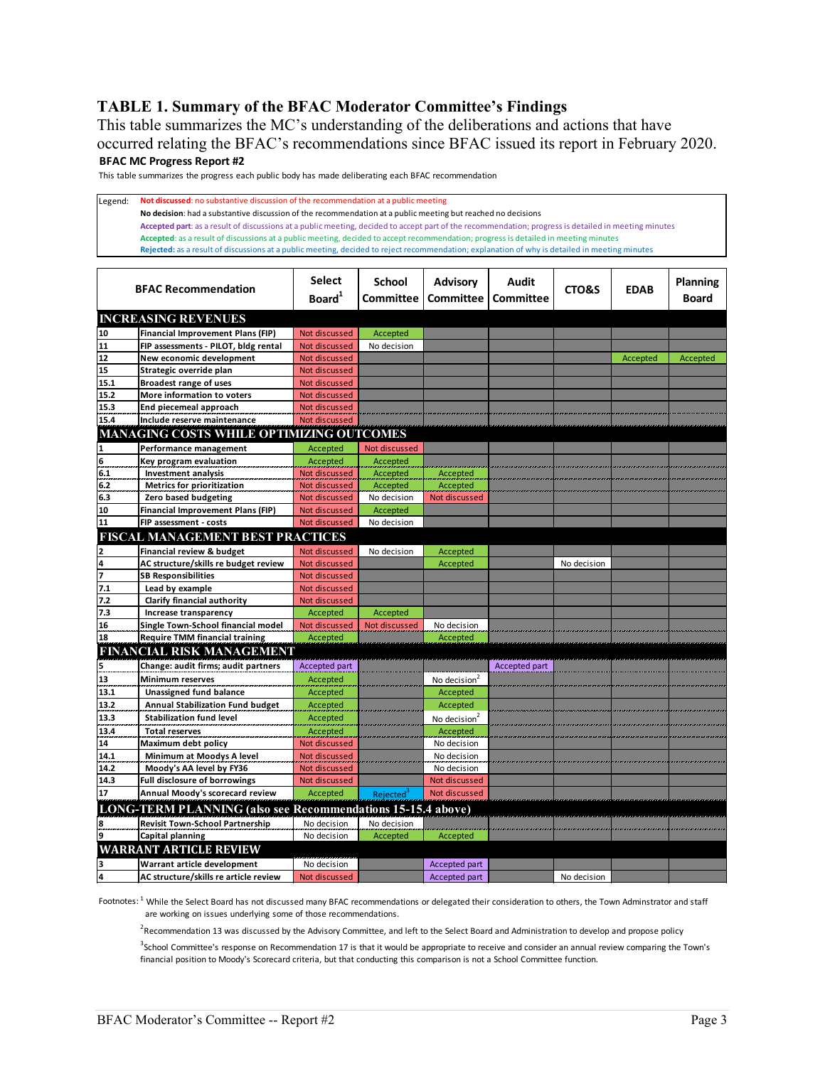## TABLE 1. Summary of the BFAC Moderator Committee's Findings

This table summarizes the MC's understanding of the deliberations and actions that have occurred relating the BFAC's recommendations since BFAC issued its report in February 2020.

**BFAC MC Progress Report #2**

This table summarizes the progress each public body has made deliberating each BFAC recommendation

Legend:
- **Not discussed**: no substantive discussion of the recommendation at a public meeting
- **No decision**: had a substantive discussion of the recommendation at a public meeting but reached no decisions
- **Accepted part**: as a result of discussions at a public meeting, decided to accept part of the recommendation; progress is detailed in meeting minutes
- **Accepted**: as a result of discussions at a public meeting, decided to accept recommendation; progress is detailed in meeting minutes
- **Rejected:** as a result of discussions at a public meeting, decided to reject recommendation; explanation of why is detailed in meeting minutes

| | BFAC Recommendation | Select Board[1] | School Committee | Advisory Committee | Audit Committee | CTO&S | EDAB | Planning Board |
|---|---|---|---|---|---|---|---|---|
| **INCREASING REVENUES** | | | | | | | | |
| 10 | Financial Improvement Plans (FIP) | Not discussed | Accepted | | | | | |
| 11 | FIP assessments - PILOT, bldg rental | Not discussed | No decision | | | | | |
| 12 | New economic development | Not discussed | | | | | Accepted | Accepted |
| 15 | Strategic override plan | Not discussed | | | | | | |
| 15.1 | Broadest range of uses | Not discussed | | | | | | |
| 15.2 | More information to voters | Not discussed | | | | | | |
| 15.3 | End piecemeal approach | Not discussed | | | | | | |
| 15.4 | Include reserve maintenance | Not discussed | | | | | | |
| **MANAGING COSTS WHILE OPTIMIZING OUTCOMES** | | | | | | | | |
| 1 | Performance management | Accepted | Not discussed | | | | | |
| 6 | Key program evaluation | Accepted | Accepted | | | | | |
| 6.1 | Investment analysis | Not discussed | Accepted | Accepted | | | | |
| 6.2 | Metrics for prioritization | Not discussed | Accepted | Accepted | | | | |
| 6.3 | Zero based budgeting | Not discussed | No decision | Not discussed | | | | |
| 10 | Financial Improvement Plans (FIP) | Not discussed | Accepted | | | | | |
| 11 | FIP assessment - costs | Not discussed | No decision | | | | | |
| **FISCAL MANAGEMENT BEST PRACTICES** | | | | | | | | |
| 2 | Financial review & budget | Not discussed | No decision | Accepted | | | | |
| 4 | AC structure/skills re budget review | Not discussed | | Accepted | | No decision | | |
| 7 | SB Responsibilities | Not discussed | | | | | | |
| 7.1 | Lead by example | Not discussed | | | | | | |
| 7.2 | Clarify financial authority | Not discussed | | | | | | |
| 7.3 | Increase transparency | Accepted | Accepted | | | | | |
| 16 | Single Town-School financial model | Not discussed | Not discussed | No decision | | | | |
| 18 | Require TMM financial training | Accepted | | Accepted | | | | |
| **FINANCIAL RISK MANAGEMENT** | | | | | | | | |
| 5 | Change: audit firms; audit partners | Accepted part | | | Accepted part | | | |
| 13 | Minimum reserves | Accepted | | No decision[2] | | | | |
| 13.1 | Unassigned fund balance | Accepted | | Accepted | | | | |
| 13.2 | Annual Stabilization Fund budget | Accepted | | Accepted | | | | |
| 13.3 | Stabilization fund level | Accepted | | No decision[2] | | | | |
| 13.4 | Total reserves | Accepted | | Accepted | | | | |
| 14 | Maximum debt policy | Not discussed | | No decision | | | | |
| 14.1 | Minimum at Moodys A level | Not discussed | | No decision | | | | |
| 14.2 | Moody's AA level by FY36 | Not discussed | | No decision | | | | |
| 14.3 | Full disclosure of borrowings | Not discussed | | Not discussed | | | | |
| 17 | Annual Moody's scorecard review | Accepted | Rejected[3] | Not discussed | | | | |
| **LONG-TERM PLANNING (also see Recommendations 15-15.4 above)** | | | | | | | | |
| 8 | Revisit Town-School Partnership | No decision | No decision | | | | | |
| 9 | Capital planning | No decision | Accepted | Accepted | | | | |
| **WARRANT ARTICLE REVIEW** | | | | | | | | |
| 3 | Warrant article development | No decision | | Accepted part | | | | |
| 4 | AC structure/skills re article review | Not discussed | | Accepted part | | No decision | | |

Footnotes: [1] While the Select Board has not discussed many BFAC recommendations or delegated their consideration to others, the Town Adminstrator and staff are working on issues underlying some of those recommendations.

[2] Recommendation 13 was discussed by the Advisory Committee, and left to the Select Board and Administration to develop and propose policy

[3] School Committee's response on Recommendation 17 is that it would be appropriate to receive and consider an annual review comparing the Town's financial position to Moody's Scorecard criteria, but that conducting this comparison is not a School Committee function.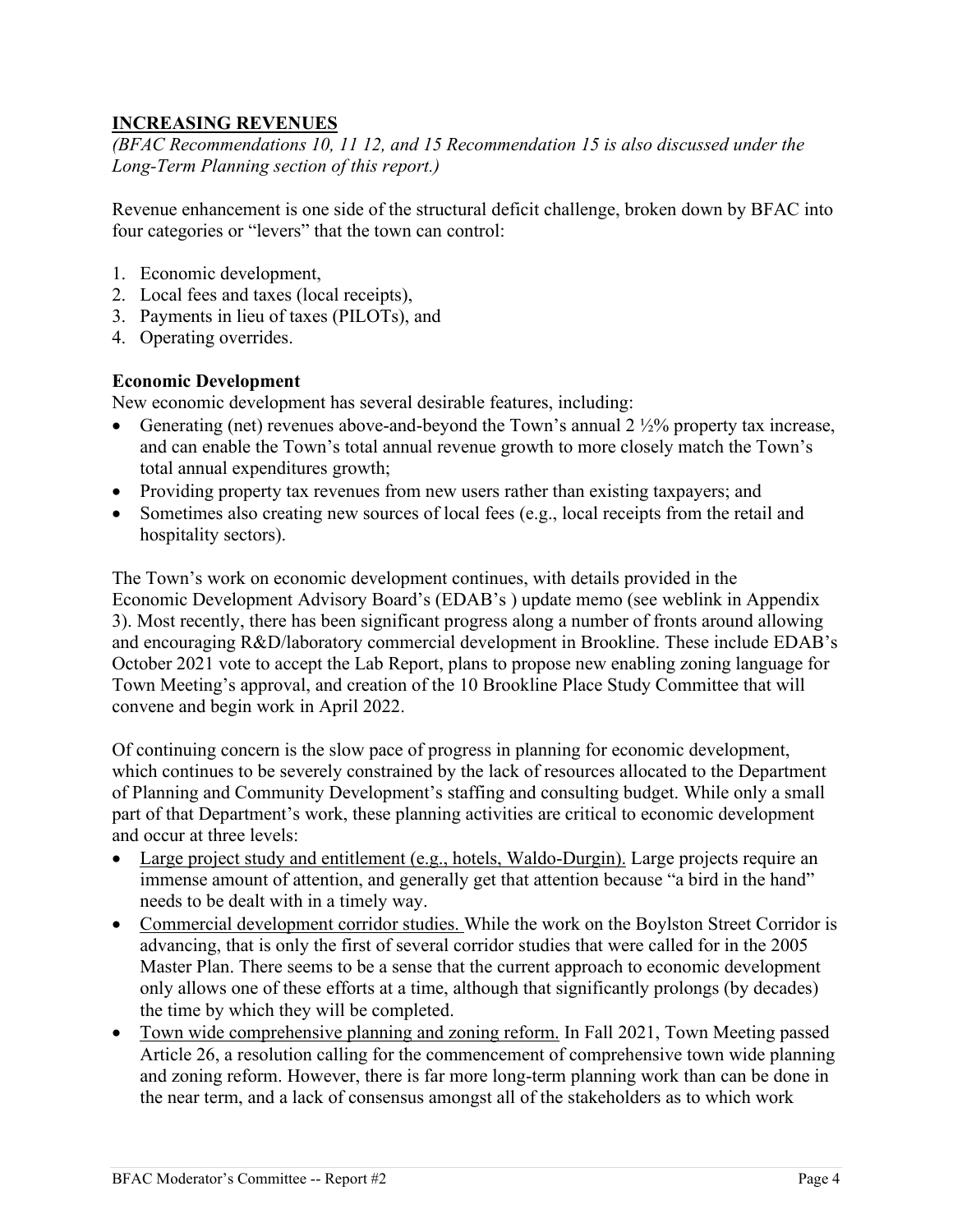## INCREASING REVENUES

*(BFAC Recommendations 10, 11 12, and 15 Recommendation 15 is also discussed under the Long-Term Planning section of this report.)*

Revenue enhancement is one side of the structural deficit challenge, broken down by BFAC into four categories or "levers" that the town can control:

1. Economic development,
2. Local fees and taxes (local receipts),
3. Payments in lieu of taxes (PILOTs), and
4. Operating overrides.

### Economic Development

New economic development has several desirable features, including:

- Generating (net) revenues above-and-beyond the Town's annual 2 ½% property tax increase, and can enable the Town's total annual revenue growth to more closely match the Town's total annual expenditures growth;
- Providing property tax revenues from new users rather than existing taxpayers; and
- Sometimes also creating new sources of local fees (e.g., local receipts from the retail and hospitality sectors).

The Town's work on economic development continues, with details provided in the Economic Development Advisory Board's (EDAB's ) update memo (see weblink in Appendix 3). Most recently, there has been significant progress along a number of fronts around allowing and encouraging R&D/laboratory commercial development in Brookline. These include EDAB's October 2021 vote to accept the Lab Report, plans to propose new enabling zoning language for Town Meeting's approval, and creation of the 10 Brookline Place Study Committee that will convene and begin work in April 2022.

Of continuing concern is the slow pace of progress in planning for economic development, which continues to be severely constrained by the lack of resources allocated to the Department of Planning and Community Development's staffing and consulting budget. While only a small part of that Department's work, these planning activities are critical to economic development and occur at three levels:

- <u>Large project study and entitlement (e.g., hotels, Waldo-Durgin).</u> Large projects require an immense amount of attention, and generally get that attention because "a bird in the hand" needs to be dealt with in a timely way.
- <u>Commercial development corridor studies.</u> While the work on the Boylston Street Corridor is advancing, that is only the first of several corridor studies that were called for in the 2005 Master Plan. There seems to be a sense that the current approach to economic development only allows one of these efforts at a time, although that significantly prolongs (by decades) the time by which they will be completed.
- <u>Town wide comprehensive planning and zoning reform.</u> In Fall 2021, Town Meeting passed Article 26, a resolution calling for the commencement of comprehensive town wide planning and zoning reform. However, there is far more long-term planning work than can be done in the near term, and a lack of consensus amongst all of the stakeholders as to which work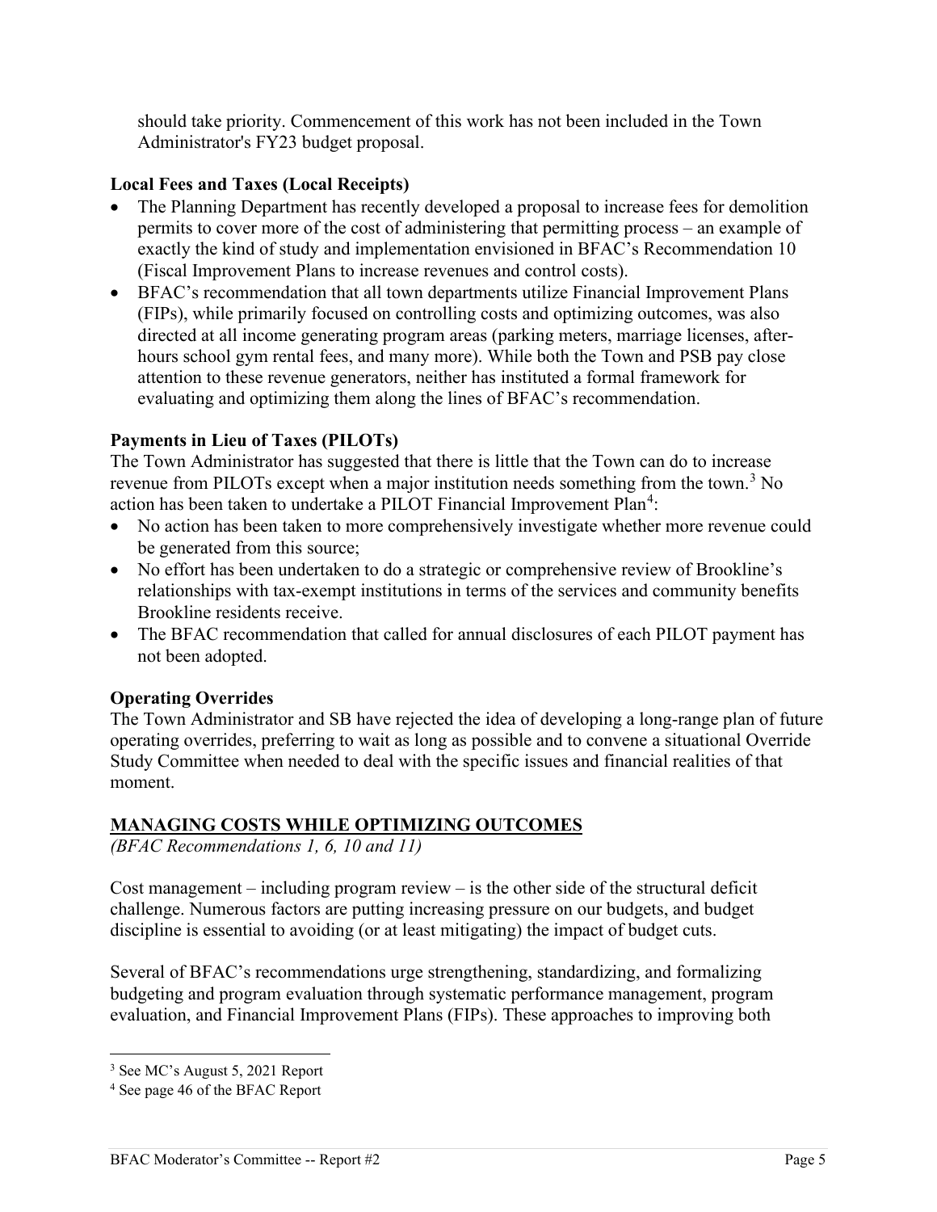should take priority. Commencement of this work has not been included in the Town Administrator's FY23 budget proposal.

**Local Fees and Taxes (Local Receipts)**

- The Planning Department has recently developed a proposal to increase fees for demolition permits to cover more of the cost of administering that permitting process – an example of exactly the kind of study and implementation envisioned in BFAC's Recommendation 10 (Fiscal Improvement Plans to increase revenues and control costs).
- BFAC's recommendation that all town departments utilize Financial Improvement Plans (FIPs), while primarily focused on controlling costs and optimizing outcomes, was also directed at all income generating program areas (parking meters, marriage licenses, after-hours school gym rental fees, and many more). While both the Town and PSB pay close attention to these revenue generators, neither has instituted a formal framework for evaluating and optimizing them along the lines of BFAC's recommendation.

**Payments in Lieu of Taxes (PILOTs)**

The Town Administrator has suggested that there is little that the Town can do to increase revenue from PILOTs except when a major institution needs something from the town.[3] No action has been taken to undertake a PILOT Financial Improvement Plan[4]:

- No action has been taken to more comprehensively investigate whether more revenue could be generated from this source;
- No effort has been undertaken to do a strategic or comprehensive review of Brookline's relationships with tax-exempt institutions in terms of the services and community benefits Brookline residents receive.
- The BFAC recommendation that called for annual disclosures of each PILOT payment has not been adopted.

**Operating Overrides**

The Town Administrator and SB have rejected the idea of developing a long-range plan of future operating overrides, preferring to wait as long as possible and to convene a situational Override Study Committee when needed to deal with the specific issues and financial realities of that moment.

## MANAGING COSTS WHILE OPTIMIZING OUTCOMES

*(BFAC Recommendations 1, 6, 10 and 11)*

Cost management – including program review – is the other side of the structural deficit challenge. Numerous factors are putting increasing pressure on our budgets, and budget discipline is essential to avoiding (or at least mitigating) the impact of budget cuts.

Several of BFAC's recommendations urge strengthening, standardizing, and formalizing budgeting and program evaluation through systematic performance management, program evaluation, and Financial Improvement Plans (FIPs). These approaches to improving both

[3] See MC's August 5, 2021 Report

[4] See page 46 of the BFAC Report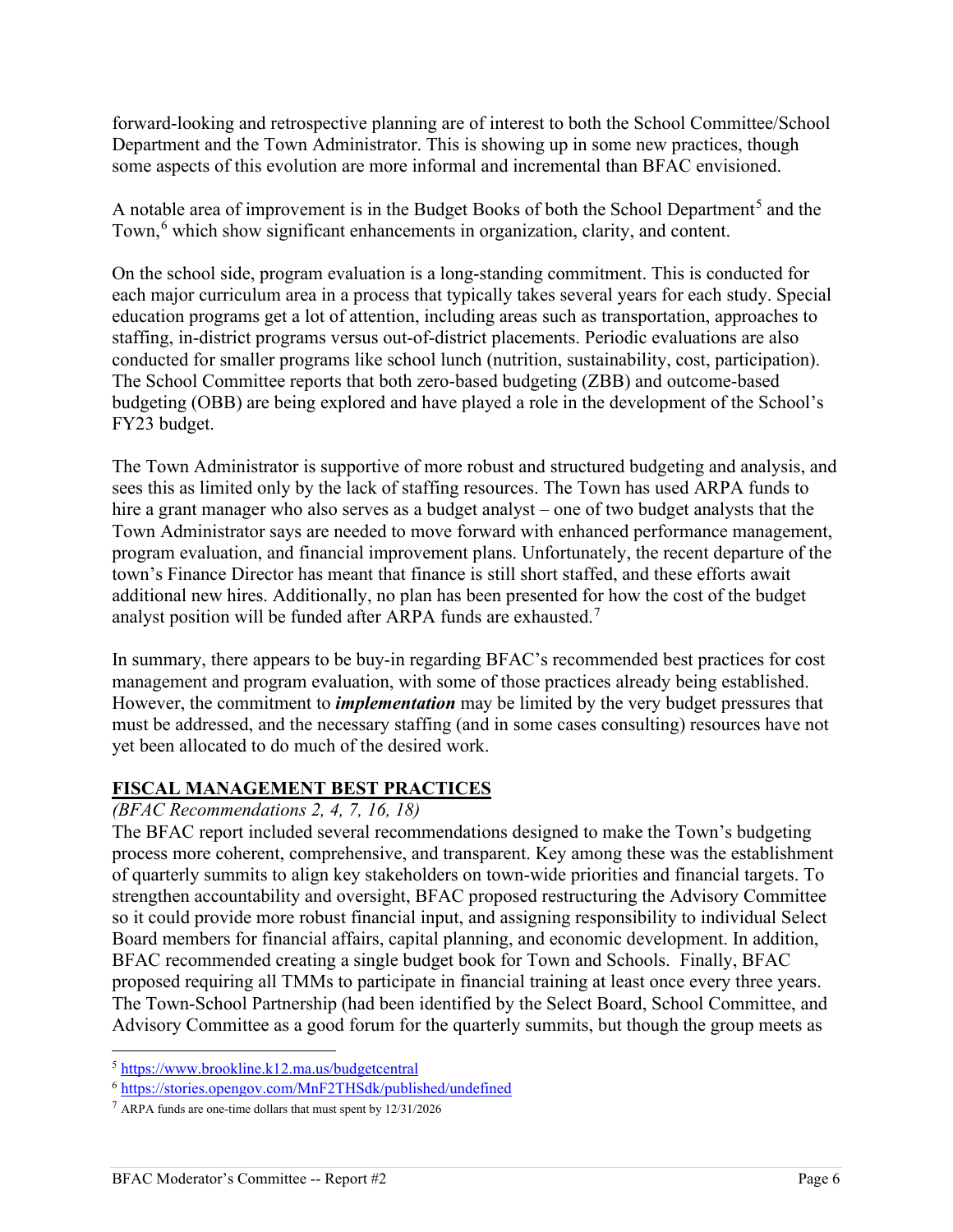forward-looking and retrospective planning are of interest to both the School Committee/School Department and the Town Administrator. This is showing up in some new practices, though some aspects of this evolution are more informal and incremental than BFAC envisioned.

A notable area of improvement is in the Budget Books of both the School Department[5] and the Town,[6] which show significant enhancements in organization, clarity, and content.

On the school side, program evaluation is a long-standing commitment. This is conducted for each major curriculum area in a process that typically takes several years for each study. Special education programs get a lot of attention, including areas such as transportation, approaches to staffing, in-district programs versus out-of-district placements. Periodic evaluations are also conducted for smaller programs like school lunch (nutrition, sustainability, cost, participation). The School Committee reports that both zero-based budgeting (ZBB) and outcome-based budgeting (OBB) are being explored and have played a role in the development of the School's FY23 budget.

The Town Administrator is supportive of more robust and structured budgeting and analysis, and sees this as limited only by the lack of staffing resources. The Town has used ARPA funds to hire a grant manager who also serves as a budget analyst – one of two budget analysts that the Town Administrator says are needed to move forward with enhanced performance management, program evaluation, and financial improvement plans. Unfortunately, the recent departure of the town's Finance Director has meant that finance is still short staffed, and these efforts await additional new hires. Additionally, no plan has been presented for how the cost of the budget analyst position will be funded after ARPA funds are exhausted.[7]

In summary, there appears to be buy-in regarding BFAC's recommended best practices for cost management and program evaluation, with some of those practices already being established. However, the commitment to ***implementation*** may be limited by the very budget pressures that must be addressed, and the necessary staffing (and in some cases consulting) resources have not yet been allocated to do much of the desired work.

## FISCAL MANAGEMENT BEST PRACTICES

*(BFAC Recommendations 2, 4, 7, 16, 18)*

The BFAC report included several recommendations designed to make the Town's budgeting process more coherent, comprehensive, and transparent. Key among these was the establishment of quarterly summits to align key stakeholders on town-wide priorities and financial targets. To strengthen accountability and oversight, BFAC proposed restructuring the Advisory Committee so it could provide more robust financial input, and assigning responsibility to individual Select Board members for financial affairs, capital planning, and economic development. In addition, BFAC recommended creating a single budget book for Town and Schools. Finally, BFAC proposed requiring all TMMs to participate in financial training at least once every three years. The Town-School Partnership (had been identified by the Select Board, School Committee, and Advisory Committee as a good forum for the quarterly summits, but though the group meets as

---

[5] https://www.brookline.k12.ma.us/budgetcentral

[6] https://stories.opengov.com/MnF2THSdk/published/undefined

[7] ARPA funds are one-time dollars that must spent by 12/31/2026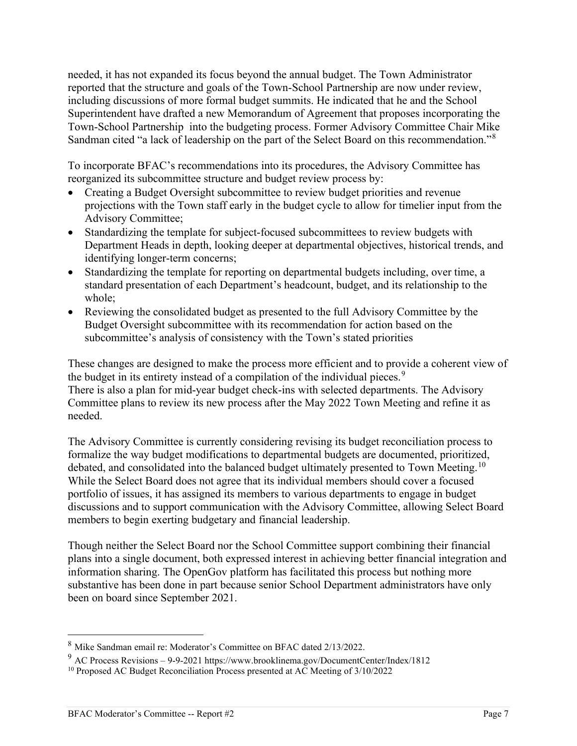needed, it has not expanded its focus beyond the annual budget. The Town Administrator reported that the structure and goals of the Town-School Partnership are now under review, including discussions of more formal budget summits. He indicated that he and the School Superintendent have drafted a new Memorandum of Agreement that proposes incorporating the Town-School Partnership into the budgeting process. Former Advisory Committee Chair Mike Sandman cited "a lack of leadership on the part of the Select Board on this recommendation."[8]

To incorporate BFAC's recommendations into its procedures, the Advisory Committee has reorganized its subcommittee structure and budget review process by:

- Creating a Budget Oversight subcommittee to review budget priorities and revenue projections with the Town staff early in the budget cycle to allow for timelier input from the Advisory Committee;
- Standardizing the template for subject-focused subcommittees to review budgets with Department Heads in depth, looking deeper at departmental objectives, historical trends, and identifying longer-term concerns;
- Standardizing the template for reporting on departmental budgets including, over time, a standard presentation of each Department's headcount, budget, and its relationship to the whole;
- Reviewing the consolidated budget as presented to the full Advisory Committee by the Budget Oversight subcommittee with its recommendation for action based on the subcommittee's analysis of consistency with the Town's stated priorities

These changes are designed to make the process more efficient and to provide a coherent view of the budget in its entirety instead of a compilation of the individual pieces.[9]
There is also a plan for mid-year budget check-ins with selected departments. The Advisory Committee plans to review its new process after the May 2022 Town Meeting and refine it as needed.

The Advisory Committee is currently considering revising its budget reconciliation process to formalize the way budget modifications to departmental budgets are documented, prioritized, debated, and consolidated into the balanced budget ultimately presented to Town Meeting.[10]
While the Select Board does not agree that its individual members should cover a focused portfolio of issues, it has assigned its members to various departments to engage in budget discussions and to support communication with the Advisory Committee, allowing Select Board members to begin exerting budgetary and financial leadership.

Though neither the Select Board nor the School Committee support combining their financial plans into a single document, both expressed interest in achieving better financial integration and information sharing. The OpenGov platform has facilitated this process but nothing more substantive has been done in part because senior School Department administrators have only been on board since September 2021.

---

[8] Mike Sandman email re: Moderator's Committee on BFAC dated 2/13/2022.

[9] AC Process Revisions – 9-9-2021 https://www.brooklinema.gov/DocumentCenter/Index/1812

[10] Proposed AC Budget Reconciliation Process presented at AC Meeting of 3/10/2022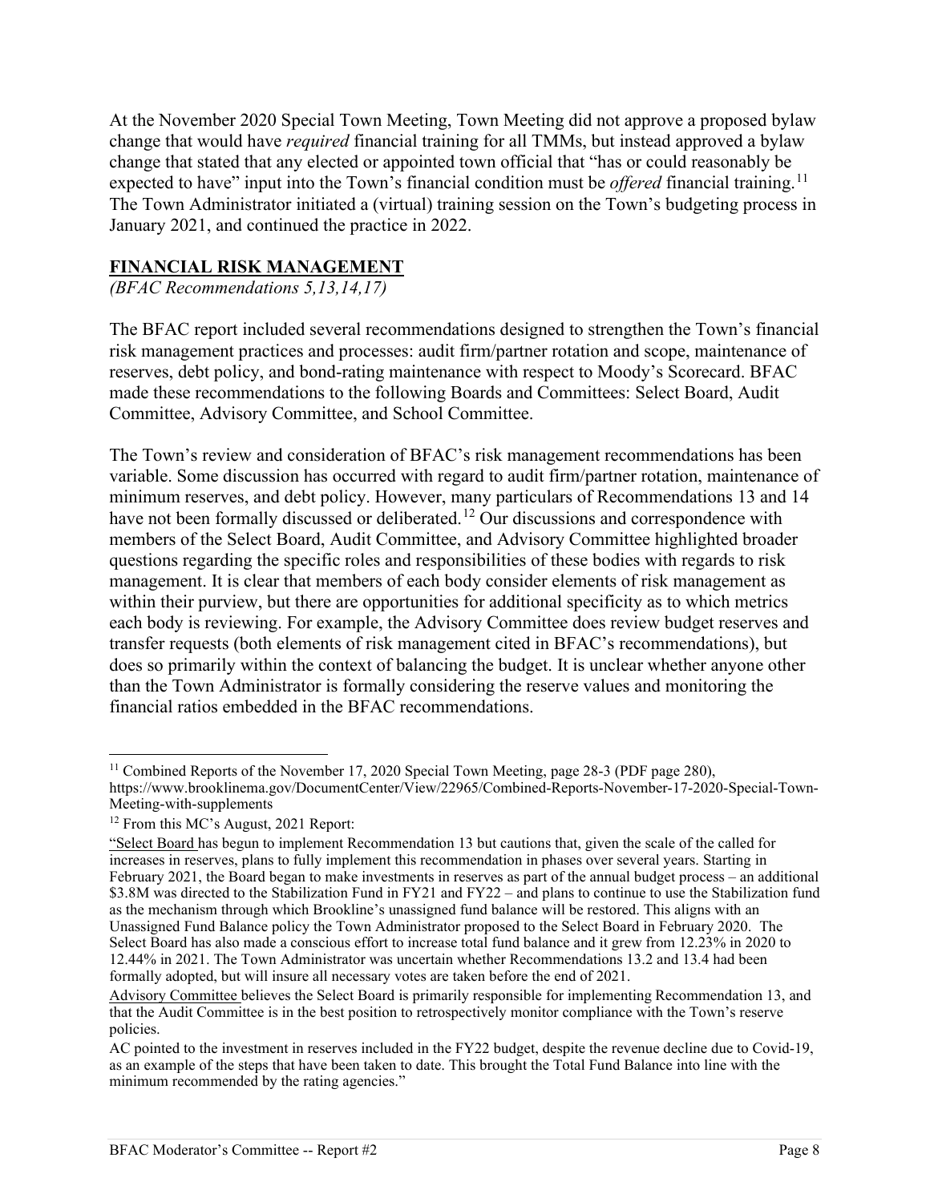At the November 2020 Special Town Meeting, Town Meeting did not approve a proposed bylaw change that would have *required* financial training for all TMMs, but instead approved a bylaw change that stated that any elected or appointed town official that "has or could reasonably be expected to have" input into the Town's financial condition must be *offered* financial training.[11] The Town Administrator initiated a (virtual) training session on the Town's budgeting process in January 2021, and continued the practice in 2022.

## FINANCIAL RISK MANAGEMENT

*(BFAC Recommendations 5,13,14,17)*

The BFAC report included several recommendations designed to strengthen the Town's financial risk management practices and processes: audit firm/partner rotation and scope, maintenance of reserves, debt policy, and bond-rating maintenance with respect to Moody's Scorecard. BFAC made these recommendations to the following Boards and Committees: Select Board, Audit Committee, Advisory Committee, and School Committee.

The Town's review and consideration of BFAC's risk management recommendations has been variable. Some discussion has occurred with regard to audit firm/partner rotation, maintenance of minimum reserves, and debt policy. However, many particulars of Recommendations 13 and 14 have not been formally discussed or deliberated.[12] Our discussions and correspondence with members of the Select Board, Audit Committee, and Advisory Committee highlighted broader questions regarding the specific roles and responsibilities of these bodies with regards to risk management. It is clear that members of each body consider elements of risk management as within their purview, but there are opportunities for additional specificity as to which metrics each body is reviewing. For example, the Advisory Committee does review budget reserves and transfer requests (both elements of risk management cited in BFAC's recommendations), but does so primarily within the context of balancing the budget. It is unclear whether anyone other than the Town Administrator is formally considering the reserve values and monitoring the financial ratios embedded in the BFAC recommendations.

---

[11] Combined Reports of the November 17, 2020 Special Town Meeting, page 28-3 (PDF page 280), https://www.brooklinema.gov/DocumentCenter/View/22965/Combined-Reports-November-17-2020-Special-Town-Meeting-with-supplements

[12] From this MC's August, 2021 Report:

"Select Board has begun to implement Recommendation 13 but cautions that, given the scale of the called for increases in reserves, plans to fully implement this recommendation in phases over several years. Starting in February 2021, the Board began to make investments in reserves as part of the annual budget process – an additional \$3.8M was directed to the Stabilization Fund in FY21 and FY22 – and plans to continue to use the Stabilization fund as the mechanism through which Brookline's unassigned fund balance will be restored. This aligns with an Unassigned Fund Balance policy the Town Administrator proposed to the Select Board in February 2020. The Select Board has also made a conscious effort to increase total fund balance and it grew from 12.23% in 2020 to 12.44% in 2021. The Town Administrator was uncertain whether Recommendations 13.2 and 13.4 had been formally adopted, but will insure all necessary votes are taken before the end of 2021.

Advisory Committee believes the Select Board is primarily responsible for implementing Recommendation 13, and that the Audit Committee is in the best position to retrospectively monitor compliance with the Town's reserve policies.

AC pointed to the investment in reserves included in the FY22 budget, despite the revenue decline due to Covid-19, as an example of the steps that have been taken to date. This brought the Total Fund Balance into line with the minimum recommended by the rating agencies."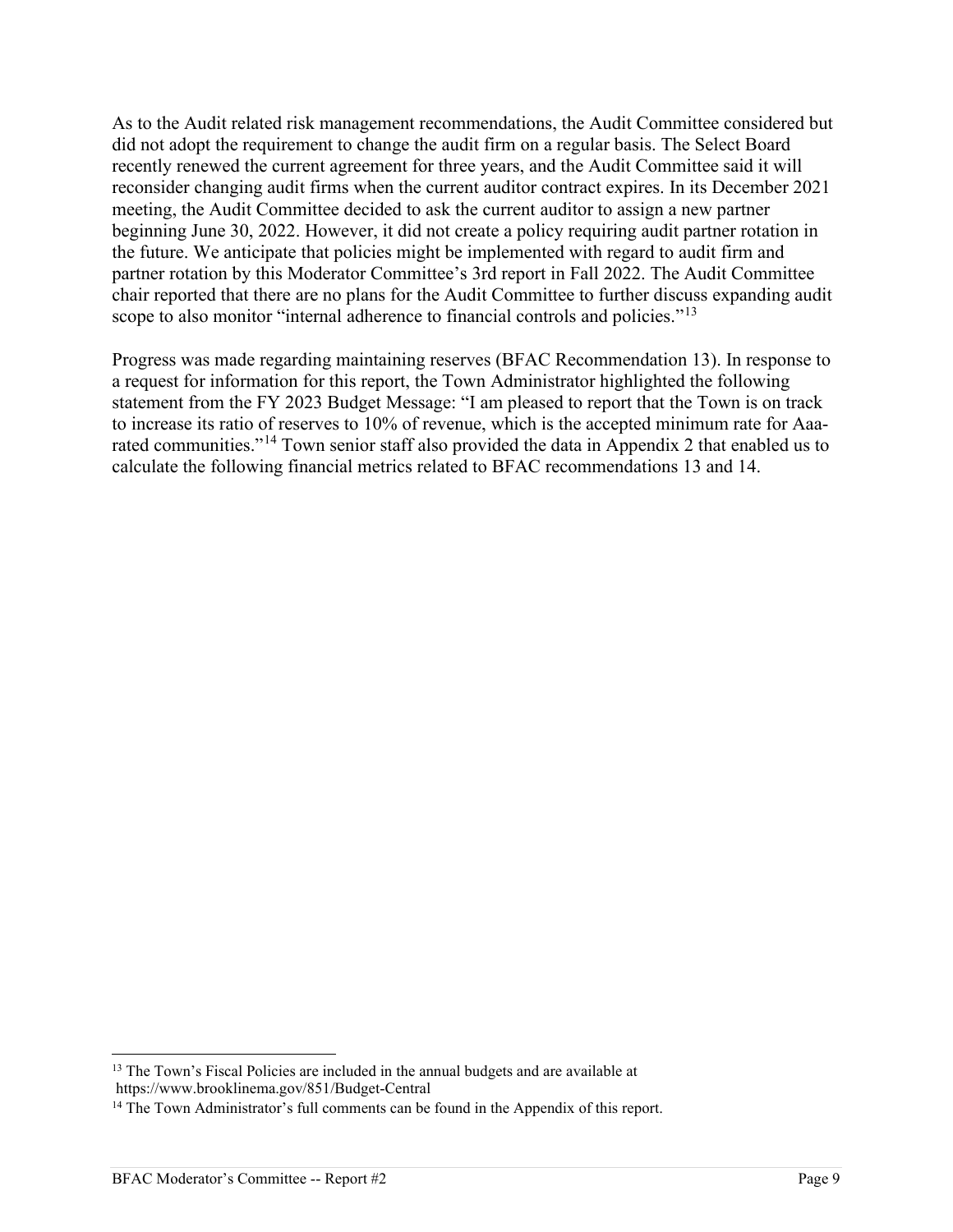As to the Audit related risk management recommendations, the Audit Committee considered but did not adopt the requirement to change the audit firm on a regular basis. The Select Board recently renewed the current agreement for three years, and the Audit Committee said it will reconsider changing audit firms when the current auditor contract expires. In its December 2021 meeting, the Audit Committee decided to ask the current auditor to assign a new partner beginning June 30, 2022. However, it did not create a policy requiring audit partner rotation in the future. We anticipate that policies might be implemented with regard to audit firm and partner rotation by this Moderator Committee's 3rd report in Fall 2022. The Audit Committee chair reported that there are no plans for the Audit Committee to further discuss expanding audit scope to also monitor "internal adherence to financial controls and policies."[13]

Progress was made regarding maintaining reserves (BFAC Recommendation 13). In response to a request for information for this report, the Town Administrator highlighted the following statement from the FY 2023 Budget Message: "I am pleased to report that the Town is on track to increase its ratio of reserves to 10% of revenue, which is the accepted minimum rate for Aaa-rated communities."[14] Town senior staff also provided the data in Appendix 2 that enabled us to calculate the following financial metrics related to BFAC recommendations 13 and 14.

[13] The Town's Fiscal Policies are included in the annual budgets and are available at https://www.brooklinema.gov/851/Budget-Central

[14] The Town Administrator's full comments can be found in the Appendix of this report.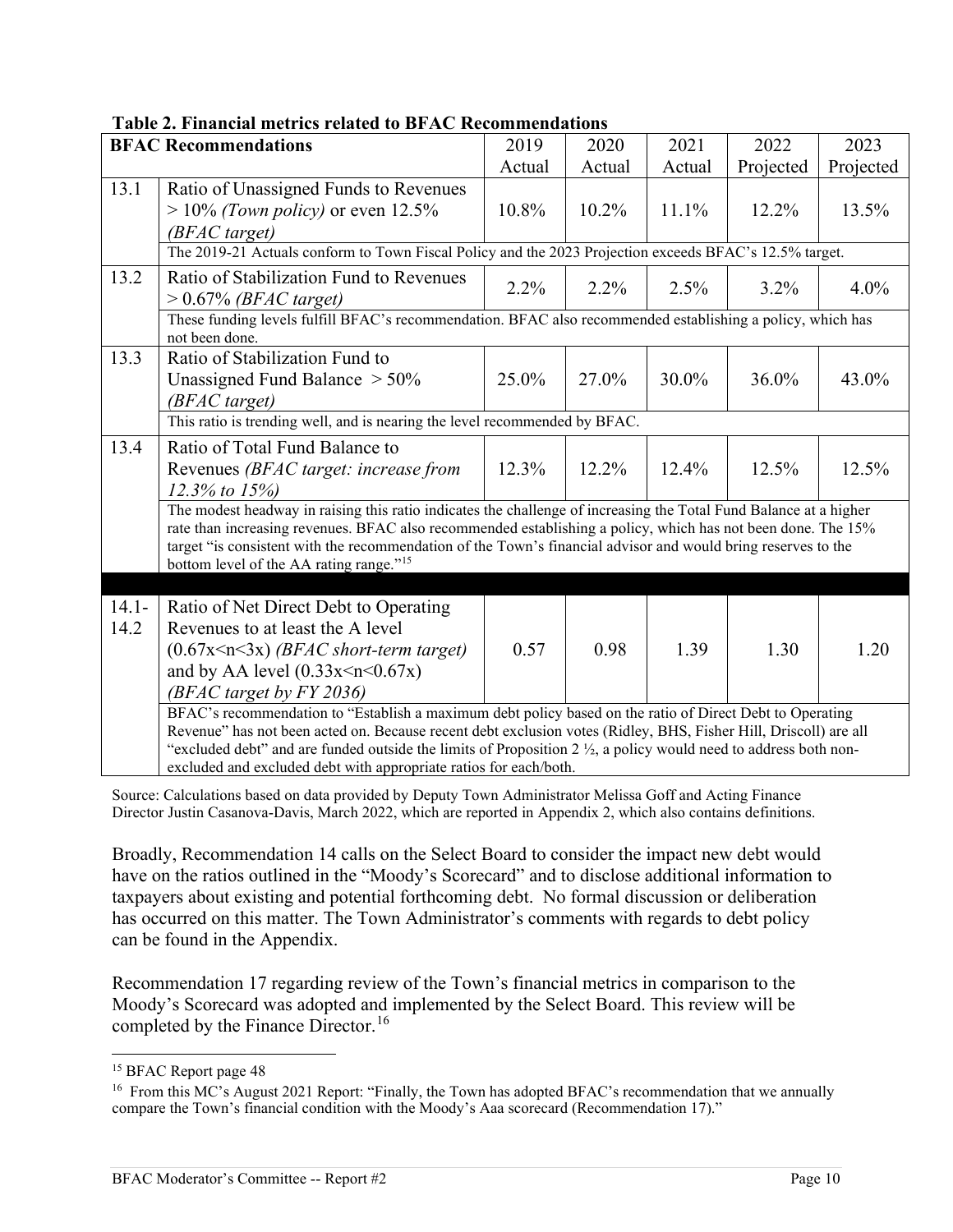**Table 2. Financial metrics related to BFAC Recommendations**

| BFAC Recommendations | | 2019 Actual | 2020 Actual | 2021 Actual | 2022 Projected | 2023 Projected |
|---|---|---|---|---|---|---|
| 13.1 | Ratio of Unassigned Funds to Revenues > 10% *(Town policy)* or even 12.5% *(BFAC target)* | 10.8% | 10.2% | 11.1% | 12.2% | 13.5% |
| | The 2019-21 Actuals conform to Town Fiscal Policy and the 2023 Projection exceeds BFAC's 12.5% target. | | | | | |
| 13.2 | Ratio of Stabilization Fund to Revenues > 0.67% *(BFAC target)* | 2.2% | 2.2% | 2.5% | 3.2% | 4.0% |
| | These funding levels fulfill BFAC's recommendation. BFAC also recommended establishing a policy, which has not been done. | | | | | |
| 13.3 | Ratio of Stabilization Fund to Unassigned Fund Balance > 50% *(BFAC target)* | 25.0% | 27.0% | 30.0% | 36.0% | 43.0% |
| | This ratio is trending well, and is nearing the level recommended by BFAC. | | | | | |
| 13.4 | Ratio of Total Fund Balance to Revenues *(BFAC target: increase from 12.3% to 15%)* | 12.3% | 12.2% | 12.4% | 12.5% | 12.5% |
| | The modest headway in raising this ratio indicates the challenge of increasing the Total Fund Balance at a higher rate than increasing revenues. BFAC also recommended establishing a policy, which has not been done. The 15% target "is consistent with the recommendation of the Town's financial advisor and would bring reserves to the bottom level of the AA rating range."[15] | | | | | |
| 14.1-14.2 | Ratio of Net Direct Debt to Operating Revenues to at least the A level (0.67x<n<3x) *(BFAC short-term target)* and by AA level (0.33x<n<0.67x) *(BFAC target by FY 2036)* | 0.57 | 0.98 | 1.39 | 1.30 | 1.20 |
| | BFAC's recommendation to "Establish a maximum debt policy based on the ratio of Direct Debt to Operating Revenue" has not been acted on. Because recent debt exclusion votes (Ridley, BHS, Fisher Hill, Driscoll) are all "excluded debt" and are funded outside the limits of Proposition 2 ½, a policy would need to address both non-excluded and excluded debt with appropriate ratios for each/both. | | | | | |

Source: Calculations based on data provided by Deputy Town Administrator Melissa Goff and Acting Finance Director Justin Casanova-Davis, March 2022, which are reported in Appendix 2, which also contains definitions.

Broadly, Recommendation 14 calls on the Select Board to consider the impact new debt would have on the ratios outlined in the "Moody's Scorecard" and to disclose additional information to taxpayers about existing and potential forthcoming debt. No formal discussion or deliberation has occurred on this matter. The Town Administrator's comments with regards to debt policy can be found in the Appendix.

Recommendation 17 regarding review of the Town's financial metrics in comparison to the Moody's Scorecard was adopted and implemented by the Select Board. This review will be completed by the Finance Director.[16]

---

[15] BFAC Report page 48

[16] From this MC's August 2021 Report: "Finally, the Town has adopted BFAC's recommendation that we annually compare the Town's financial condition with the Moody's Aaa scorecard (Recommendation 17)."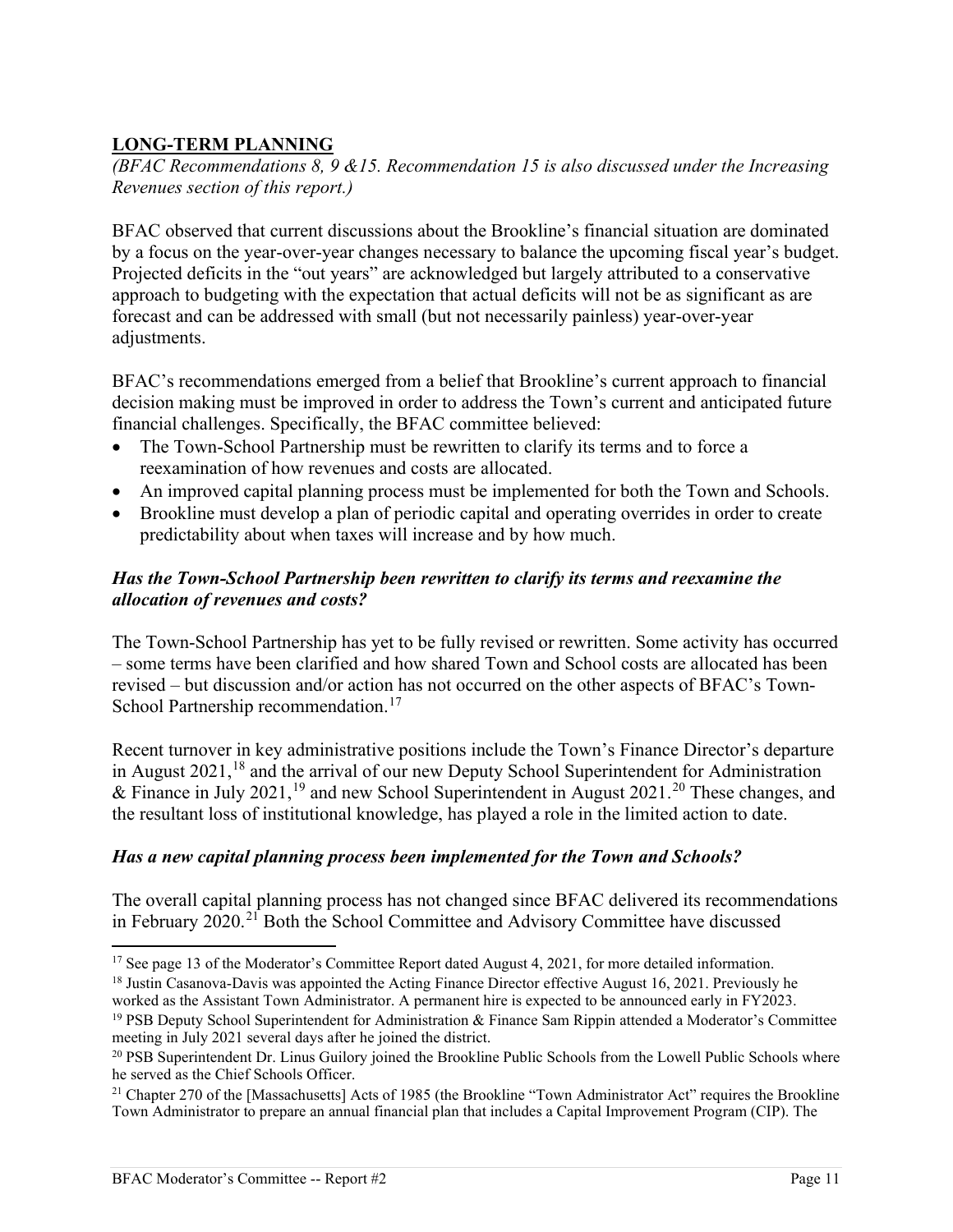## LONG-TERM PLANNING

*(BFAC Recommendations 8, 9 &15. Recommendation 15 is also discussed under the Increasing Revenues section of this report.)*

BFAC observed that current discussions about the Brookline's financial situation are dominated by a focus on the year-over-year changes necessary to balance the upcoming fiscal year's budget. Projected deficits in the "out years" are acknowledged but largely attributed to a conservative approach to budgeting with the expectation that actual deficits will not be as significant as are forecast and can be addressed with small (but not necessarily painless) year-over-year adjustments.

BFAC's recommendations emerged from a belief that Brookline's current approach to financial decision making must be improved in order to address the Town's current and anticipated future financial challenges. Specifically, the BFAC committee believed:

- The Town-School Partnership must be rewritten to clarify its terms and to force a reexamination of how revenues and costs are allocated.
- An improved capital planning process must be implemented for both the Town and Schools.
- Brookline must develop a plan of periodic capital and operating overrides in order to create predictability about when taxes will increase and by how much.

### *Has the Town-School Partnership been rewritten to clarify its terms and reexamine the allocation of revenues and costs?*

The Town-School Partnership has yet to be fully revised or rewritten. Some activity has occurred – some terms have been clarified and how shared Town and School costs are allocated has been revised – but discussion and/or action has not occurred on the other aspects of BFAC's Town-School Partnership recommendation.[17]

Recent turnover in key administrative positions include the Town's Finance Director's departure in August 2021,[18] and the arrival of our new Deputy School Superintendent for Administration & Finance in July 2021,[19] and new School Superintendent in August 2021.[20] These changes, and the resultant loss of institutional knowledge, has played a role in the limited action to date.

### *Has a new capital planning process been implemented for the Town and Schools?*

The overall capital planning process has not changed since BFAC delivered its recommendations in February 2020.[21] Both the School Committee and Advisory Committee have discussed

---

[17] See page 13 of the Moderator's Committee Report dated August 4, 2021, for more detailed information.

[18] Justin Casanova-Davis was appointed the Acting Finance Director effective August 16, 2021. Previously he worked as the Assistant Town Administrator. A permanent hire is expected to be announced early in FY2023.

[19] PSB Deputy School Superintendent for Administration & Finance Sam Rippin attended a Moderator's Committee meeting in July 2021 several days after he joined the district.

[20] PSB Superintendent Dr. Linus Guilory joined the Brookline Public Schools from the Lowell Public Schools where he served as the Chief Schools Officer.

[21] Chapter 270 of the [Massachusetts] Acts of 1985 (the Brookline "Town Administrator Act" requires the Brookline Town Administrator to prepare an annual financial plan that includes a Capital Improvement Program (CIP). The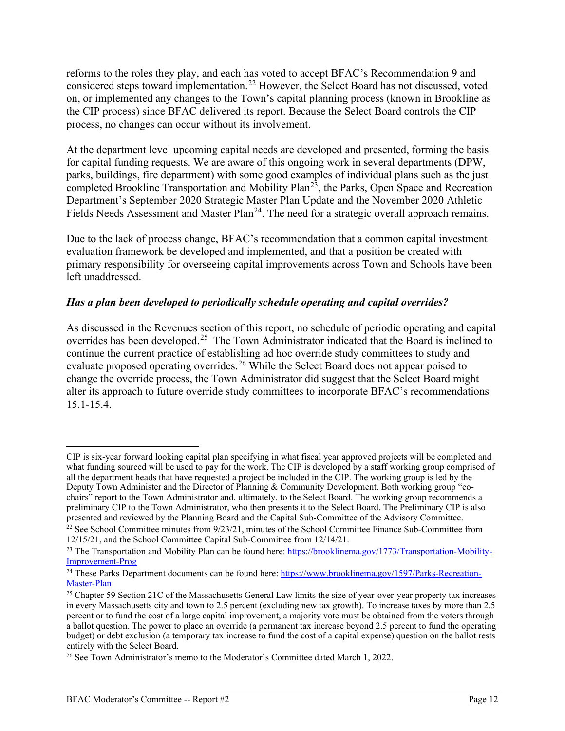reforms to the roles they play, and each has voted to accept BFAC's Recommendation 9 and considered steps toward implementation.[22] However, the Select Board has not discussed, voted on, or implemented any changes to the Town's capital planning process (known in Brookline as the CIP process) since BFAC delivered its report. Because the Select Board controls the CIP process, no changes can occur without its involvement.

At the department level upcoming capital needs are developed and presented, forming the basis for capital funding requests. We are aware of this ongoing work in several departments (DPW, parks, buildings, fire department) with some good examples of individual plans such as the just completed Brookline Transportation and Mobility Plan[23], the Parks, Open Space and Recreation Department's September 2020 Strategic Master Plan Update and the November 2020 Athletic Fields Needs Assessment and Master Plan[24]. The need for a strategic overall approach remains.

Due to the lack of process change, BFAC's recommendation that a common capital investment evaluation framework be developed and implemented, and that a position be created with primary responsibility for overseeing capital improvements across Town and Schools have been left unaddressed.

***Has a plan been developed to periodically schedule operating and capital overrides?***

As discussed in the Revenues section of this report, no schedule of periodic operating and capital overrides has been developed.[25] The Town Administrator indicated that the Board is inclined to continue the current practice of establishing ad hoc override study committees to study and evaluate proposed operating overrides.[26] While the Select Board does not appear poised to change the override process, the Town Administrator did suggest that the Select Board might alter its approach to future override study committees to incorporate BFAC's recommendations 15.1-15.4.

---

CIP is six-year forward looking capital plan specifying in what fiscal year approved projects will be completed and what funding sourced will be used to pay for the work. The CIP is developed by a staff working group comprised of all the department heads that have requested a project be included in the CIP. The working group is led by the Deputy Town Administer and the Director of Planning & Community Development. Both working group "co-chairs" report to the Town Administrator and, ultimately, to the Select Board. The working group recommends a preliminary CIP to the Town Administrator, who then presents it to the Select Board. The Preliminary CIP is also presented and reviewed by the Planning Board and the Capital Sub-Committee of the Advisory Committee.

[22] See School Committee minutes from 9/23/21, minutes of the School Committee Finance Sub-Committee from 12/15/21, and the School Committee Capital Sub-Committee from 12/14/21.

[23] The Transportation and Mobility Plan can be found here: https://brooklinema.gov/1773/Transportation-Mobility-Improvement-Prog

[24] These Parks Department documents can be found here: https://www.brooklinema.gov/1597/Parks-Recreation-Master-Plan

[25] Chapter 59 Section 21C of the Massachusetts General Law limits the size of year-over-year property tax increases in every Massachusetts city and town to 2.5 percent (excluding new tax growth). To increase taxes by more than 2.5 percent or to fund the cost of a large capital improvement, a majority vote must be obtained from the voters through a ballot question. The power to place an override (a permanent tax increase beyond 2.5 percent to fund the operating budget) or debt exclusion (a temporary tax increase to fund the cost of a capital expense) question on the ballot rests entirely with the Select Board.

[26] See Town Administrator's memo to the Moderator's Committee dated March 1, 2022.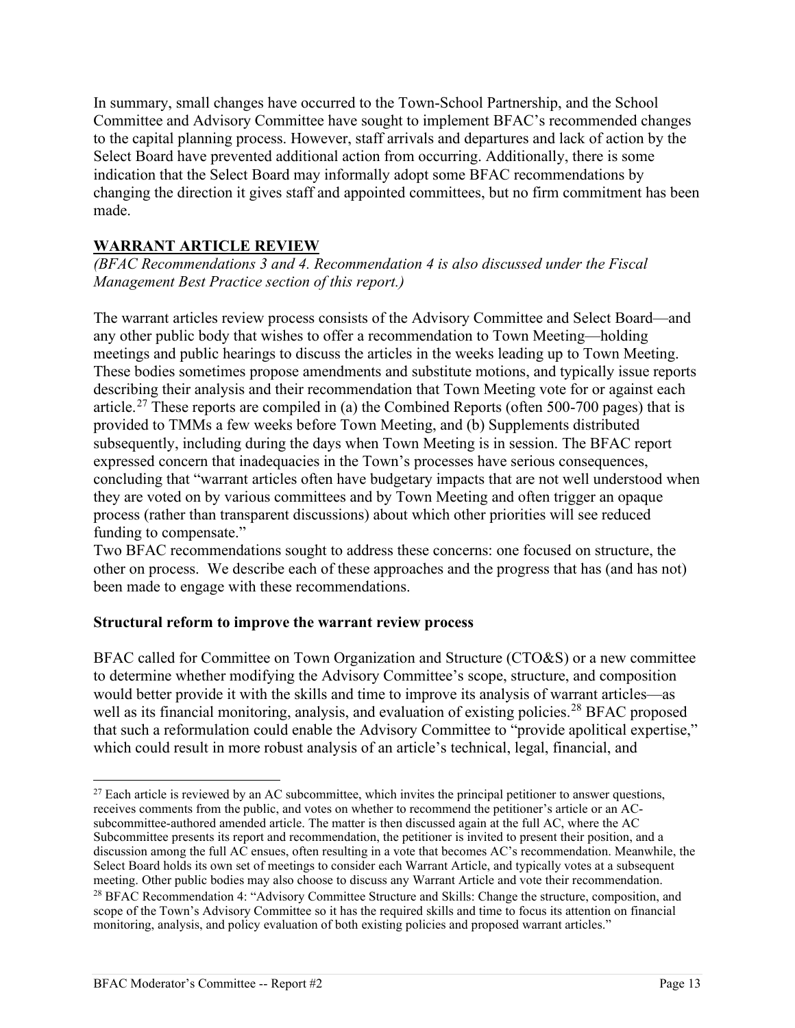In summary, small changes have occurred to the Town-School Partnership, and the School Committee and Advisory Committee have sought to implement BFAC's recommended changes to the capital planning process. However, staff arrivals and departures and lack of action by the Select Board have prevented additional action from occurring. Additionally, there is some indication that the Select Board may informally adopt some BFAC recommendations by changing the direction it gives staff and appointed committees, but no firm commitment has been made.

## **WARRANT ARTICLE REVIEW**

*(BFAC Recommendations 3 and 4. Recommendation 4 is also discussed under the Fiscal Management Best Practice section of this report.)*

The warrant articles review process consists of the Advisory Committee and Select Board—and any other public body that wishes to offer a recommendation to Town Meeting—holding meetings and public hearings to discuss the articles in the weeks leading up to Town Meeting. These bodies sometimes propose amendments and substitute motions, and typically issue reports describing their analysis and their recommendation that Town Meeting vote for or against each article.[27] These reports are compiled in (a) the Combined Reports (often 500-700 pages) that is provided to TMMs a few weeks before Town Meeting, and (b) Supplements distributed subsequently, including during the days when Town Meeting is in session. The BFAC report expressed concern that inadequacies in the Town's processes have serious consequences, concluding that "warrant articles often have budgetary impacts that are not well understood when they are voted on by various committees and by Town Meeting and often trigger an opaque process (rather than transparent discussions) about which other priorities will see reduced funding to compensate."

Two BFAC recommendations sought to address these concerns: one focused on structure, the other on process. We describe each of these approaches and the progress that has (and has not) been made to engage with these recommendations.

### **Structural reform to improve the warrant review process**

BFAC called for Committee on Town Organization and Structure (CTO&S) or a new committee to determine whether modifying the Advisory Committee's scope, structure, and composition would better provide it with the skills and time to improve its analysis of warrant articles—as well as its financial monitoring, analysis, and evaluation of existing policies.[28] BFAC proposed that such a reformulation could enable the Advisory Committee to "provide apolitical expertise," which could result in more robust analysis of an article's technical, legal, financial, and

---

[27] Each article is reviewed by an AC subcommittee, which invites the principal petitioner to answer questions, receives comments from the public, and votes on whether to recommend the petitioner's article or an AC-subcommittee-authored amended article. The matter is then discussed again at the full AC, where the AC Subcommittee presents its report and recommendation, the petitioner is invited to present their position, and a discussion among the full AC ensues, often resulting in a vote that becomes AC's recommendation. Meanwhile, the Select Board holds its own set of meetings to consider each Warrant Article, and typically votes at a subsequent meeting. Other public bodies may also choose to discuss any Warrant Article and vote their recommendation.

[28] BFAC Recommendation 4: "Advisory Committee Structure and Skills: Change the structure, composition, and scope of the Town's Advisory Committee so it has the required skills and time to focus its attention on financial monitoring, analysis, and policy evaluation of both existing policies and proposed warrant articles."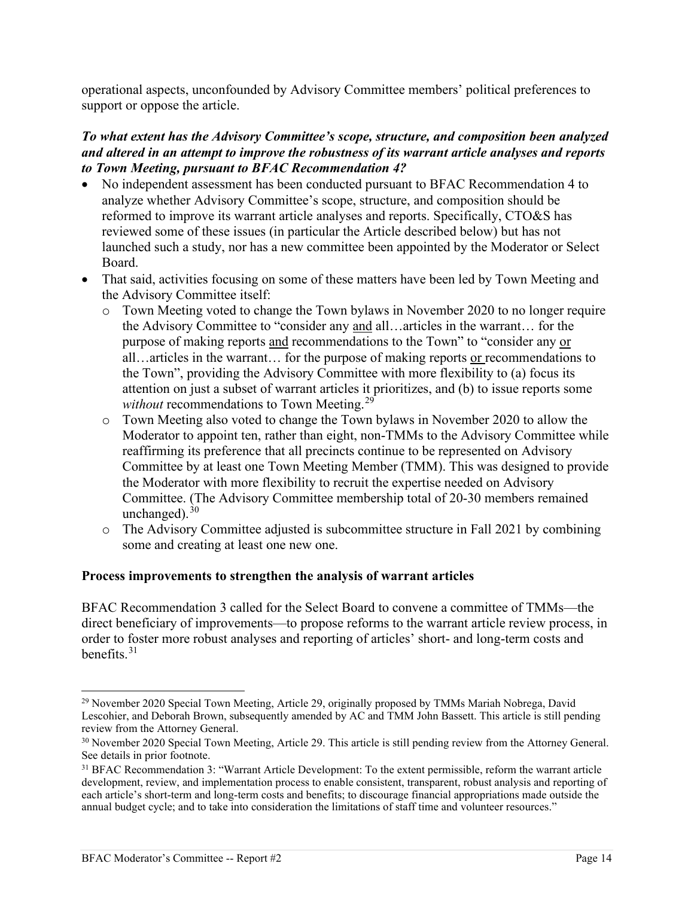operational aspects, unconfounded by Advisory Committee members' political preferences to support or oppose the article.

***To what extent has the Advisory Committee's scope, structure, and composition been analyzed and altered in an attempt to improve the robustness of its warrant article analyses and reports to Town Meeting, pursuant to BFAC Recommendation 4?***

- No independent assessment has been conducted pursuant to BFAC Recommendation 4 to analyze whether Advisory Committee's scope, structure, and composition should be reformed to improve its warrant article analyses and reports. Specifically, CTO&S has reviewed some of these issues (in particular the Article described below) but has not launched such a study, nor has a new committee been appointed by the Moderator or Select Board.
- That said, activities focusing on some of these matters have been led by Town Meeting and the Advisory Committee itself:
  - Town Meeting voted to change the Town bylaws in November 2020 to no longer require the Advisory Committee to "consider any <u>and</u> all…articles in the warrant… for the purpose of making reports <u>and</u> recommendations to the Town" to "consider any <u>or</u> all…articles in the warrant… for the purpose of making reports <u>or</u> recommendations to the Town", providing the Advisory Committee with more flexibility to (a) focus its attention on just a subset of warrant articles it prioritizes, and (b) to issue reports some *without* recommendations to Town Meeting.[29]
  - Town Meeting also voted to change the Town bylaws in November 2020 to allow the Moderator to appoint ten, rather than eight, non-TMMs to the Advisory Committee while reaffirming its preference that all precincts continue to be represented on Advisory Committee by at least one Town Meeting Member (TMM). This was designed to provide the Moderator with more flexibility to recruit the expertise needed on Advisory Committee. (The Advisory Committee membership total of 20-30 members remained unchanged).[30]
  - The Advisory Committee adjusted is subcommittee structure in Fall 2021 by combining some and creating at least one new one.

**Process improvements to strengthen the analysis of warrant articles**

BFAC Recommendation 3 called for the Select Board to convene a committee of TMMs—the direct beneficiary of improvements—to propose reforms to the warrant article review process, in order to foster more robust analyses and reporting of articles' short- and long-term costs and benefits.[31]

---

[29] November 2020 Special Town Meeting, Article 29, originally proposed by TMMs Mariah Nobrega, David Lescohier, and Deborah Brown, subsequently amended by AC and TMM John Bassett. This article is still pending review from the Attorney General.

[30] November 2020 Special Town Meeting, Article 29. This article is still pending review from the Attorney General. See details in prior footnote.

[31] BFAC Recommendation 3: "Warrant Article Development: To the extent permissible, reform the warrant article development, review, and implementation process to enable consistent, transparent, robust analysis and reporting of each article's short-term and long-term costs and benefits; to discourage financial appropriations made outside the annual budget cycle; and to take into consideration the limitations of staff time and volunteer resources."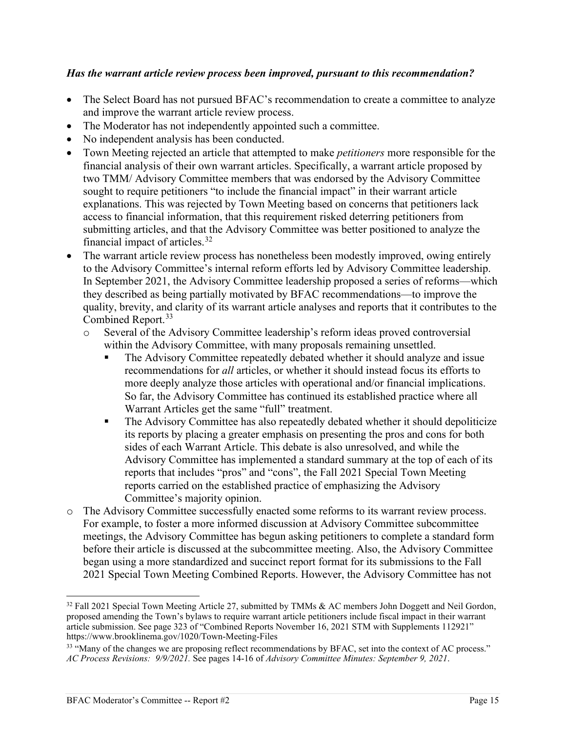***Has the warrant article review process been improved, pursuant to this recommendation?***

- The Select Board has not pursued BFAC's recommendation to create a committee to analyze and improve the warrant article review process.
- The Moderator has not independently appointed such a committee.
- No independent analysis has been conducted.
- Town Meeting rejected an article that attempted to make *petitioners* more responsible for the financial analysis of their own warrant articles. Specifically, a warrant article proposed by two TMM/ Advisory Committee members that was endorsed by the Advisory Committee sought to require petitioners "to include the financial impact" in their warrant article explanations. This was rejected by Town Meeting based on concerns that petitioners lack access to financial information, that this requirement risked deterring petitioners from submitting articles, and that the Advisory Committee was better positioned to analyze the financial impact of articles.[32]
- The warrant article review process has nonetheless been modestly improved, owing entirely to the Advisory Committee's internal reform efforts led by Advisory Committee leadership. In September 2021, the Advisory Committee leadership proposed a series of reforms—which they described as being partially motivated by BFAC recommendations—to improve the quality, brevity, and clarity of its warrant article analyses and reports that it contributes to the Combined Report.[33]
  - Several of the Advisory Committee leadership's reform ideas proved controversial within the Advisory Committee, with many proposals remaining unsettled.
    - The Advisory Committee repeatedly debated whether it should analyze and issue recommendations for *all* articles, or whether it should instead focus its efforts to more deeply analyze those articles with operational and/or financial implications. So far, the Advisory Committee has continued its established practice where all Warrant Articles get the same "full" treatment.
    - The Advisory Committee has also repeatedly debated whether it should depoliticize its reports by placing a greater emphasis on presenting the pros and cons for both sides of each Warrant Article. This debate is also unresolved, and while the Advisory Committee has implemented a standard summary at the top of each of its reports that includes "pros" and "cons", the Fall 2021 Special Town Meeting reports carried on the established practice of emphasizing the Advisory Committee's majority opinion.
  - The Advisory Committee successfully enacted some reforms to its warrant review process. For example, to foster a more informed discussion at Advisory Committee subcommittee meetings, the Advisory Committee has begun asking petitioners to complete a standard form before their article is discussed at the subcommittee meeting. Also, the Advisory Committee began using a more standardized and succinct report format for its submissions to the Fall 2021 Special Town Meeting Combined Reports. However, the Advisory Committee has not

---

[32] Fall 2021 Special Town Meeting Article 27, submitted by TMMs & AC members John Doggett and Neil Gordon, proposed amending the Town's bylaws to require warrant article petitioners include fiscal impact in their warrant article submission. See page 323 of "Combined Reports November 16, 2021 STM with Supplements 112921" https://www.brooklinema.gov/1020/Town-Meeting-Files

[33] "Many of the changes we are proposing reflect recommendations by BFAC, set into the context of AC process." *AC Process Revisions: 9/9/2021.* See pages 14-16 of *Advisory Committee Minutes: September 9, 2021*.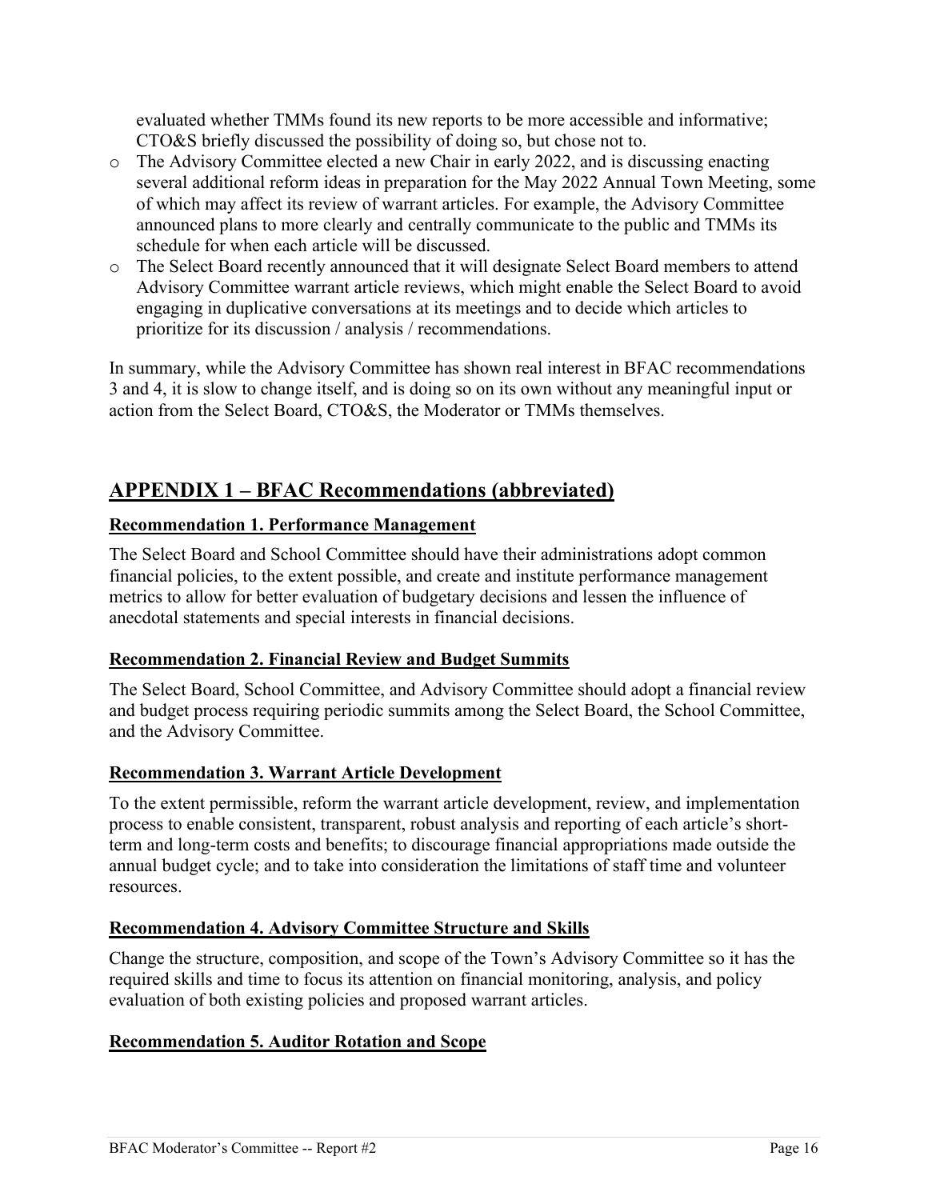evaluated whether TMMs found its new reports to be more accessible and informative; CTO&S briefly discussed the possibility of doing so, but chose not to.

- The Advisory Committee elected a new Chair in early 2022, and is discussing enacting several additional reform ideas in preparation for the May 2022 Annual Town Meeting, some of which may affect its review of warrant articles. For example, the Advisory Committee announced plans to more clearly and centrally communicate to the public and TMMs its schedule for when each article will be discussed.
- The Select Board recently announced that it will designate Select Board members to attend Advisory Committee warrant article reviews, which might enable the Select Board to avoid engaging in duplicative conversations at its meetings and to decide which articles to prioritize for its discussion / analysis / recommendations.

In summary, while the Advisory Committee has shown real interest in BFAC recommendations 3 and 4, it is slow to change itself, and is doing so on its own without any meaningful input or action from the Select Board, CTO&S, the Moderator or TMMs themselves.

## APPENDIX 1 – BFAC Recommendations (abbreviated)

### Recommendation 1. Performance Management

The Select Board and School Committee should have their administrations adopt common financial policies, to the extent possible, and create and institute performance management metrics to allow for better evaluation of budgetary decisions and lessen the influence of anecdotal statements and special interests in financial decisions.

### Recommendation 2. Financial Review and Budget Summits

The Select Board, School Committee, and Advisory Committee should adopt a financial review and budget process requiring periodic summits among the Select Board, the School Committee, and the Advisory Committee.

### Recommendation 3. Warrant Article Development

To the extent permissible, reform the warrant article development, review, and implementation process to enable consistent, transparent, robust analysis and reporting of each article's short-term and long-term costs and benefits; to discourage financial appropriations made outside the annual budget cycle; and to take into consideration the limitations of staff time and volunteer resources.

### Recommendation 4. Advisory Committee Structure and Skills

Change the structure, composition, and scope of the Town's Advisory Committee so it has the required skills and time to focus its attention on financial monitoring, analysis, and policy evaluation of both existing policies and proposed warrant articles.

### Recommendation 5. Auditor Rotation and Scope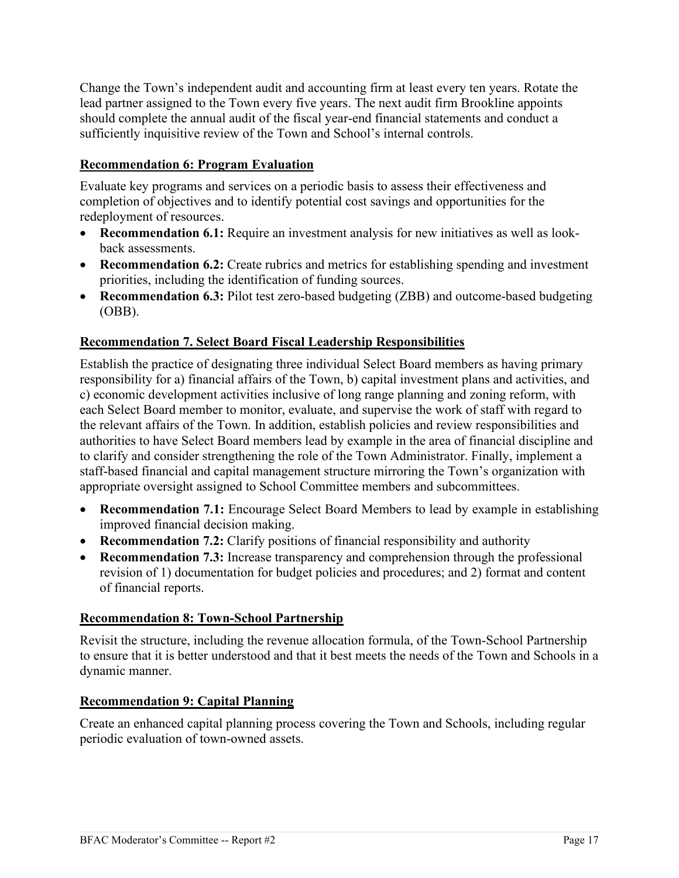Change the Town's independent audit and accounting firm at least every ten years. Rotate the lead partner assigned to the Town every five years. The next audit firm Brookline appoints should complete the annual audit of the fiscal year-end financial statements and conduct a sufficiently inquisitive review of the Town and School's internal controls.

### Recommendation 6: Program Evaluation

Evaluate key programs and services on a periodic basis to assess their effectiveness and completion of objectives and to identify potential cost savings and opportunities for the redeployment of resources.

- **Recommendation 6.1:** Require an investment analysis for new initiatives as well as look-back assessments.
- **Recommendation 6.2:** Create rubrics and metrics for establishing spending and investment priorities, including the identification of funding sources.
- **Recommendation 6.3:** Pilot test zero-based budgeting (ZBB) and outcome-based budgeting (OBB).

### Recommendation 7. Select Board Fiscal Leadership Responsibilities

Establish the practice of designating three individual Select Board members as having primary responsibility for a) financial affairs of the Town, b) capital investment plans and activities, and c) economic development activities inclusive of long range planning and zoning reform, with each Select Board member to monitor, evaluate, and supervise the work of staff with regard to the relevant affairs of the Town. In addition, establish policies and review responsibilities and authorities to have Select Board members lead by example in the area of financial discipline and to clarify and consider strengthening the role of the Town Administrator. Finally, implement a staff-based financial and capital management structure mirroring the Town's organization with appropriate oversight assigned to School Committee members and subcommittees.

- **Recommendation 7.1:** Encourage Select Board Members to lead by example in establishing improved financial decision making.
- **Recommendation 7.2:** Clarify positions of financial responsibility and authority
- **Recommendation 7.3:** Increase transparency and comprehension through the professional revision of 1) documentation for budget policies and procedures; and 2) format and content of financial reports.

### Recommendation 8: Town-School Partnership

Revisit the structure, including the revenue allocation formula, of the Town-School Partnership to ensure that it is better understood and that it best meets the needs of the Town and Schools in a dynamic manner.

### Recommendation 9: Capital Planning

Create an enhanced capital planning process covering the Town and Schools, including regular periodic evaluation of town-owned assets.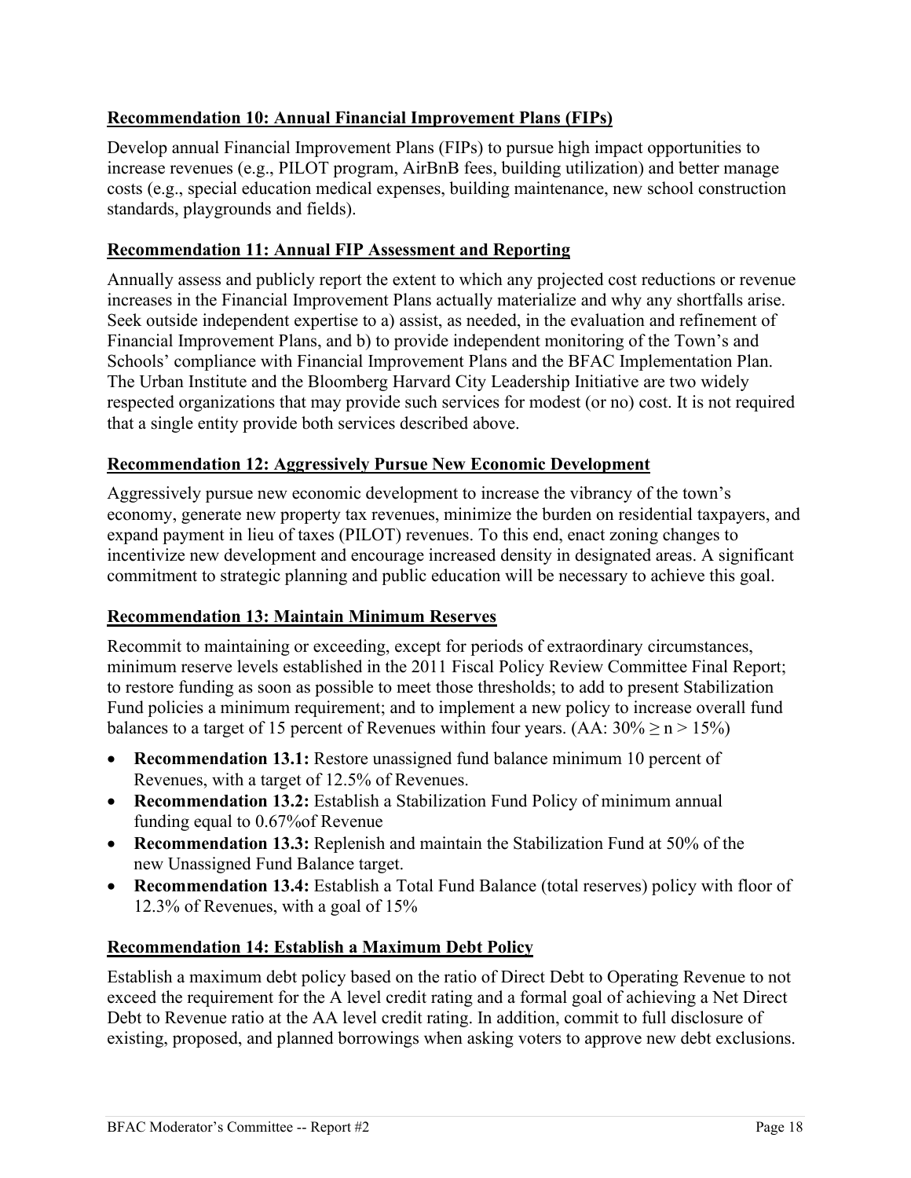**Recommendation 10: Annual Financial Improvement Plans (FIPs)**

Develop annual Financial Improvement Plans (FIPs) to pursue high impact opportunities to increase revenues (e.g., PILOT program, AirBnB fees, building utilization) and better manage costs (e.g., special education medical expenses, building maintenance, new school construction standards, playgrounds and fields).

**Recommendation 11: Annual FIP Assessment and Reporting**

Annually assess and publicly report the extent to which any projected cost reductions or revenue increases in the Financial Improvement Plans actually materialize and why any shortfalls arise. Seek outside independent expertise to a) assist, as needed, in the evaluation and refinement of Financial Improvement Plans, and b) to provide independent monitoring of the Town's and Schools' compliance with Financial Improvement Plans and the BFAC Implementation Plan. The Urban Institute and the Bloomberg Harvard City Leadership Initiative are two widely respected organizations that may provide such services for modest (or no) cost. It is not required that a single entity provide both services described above.

**Recommendation 12: Aggressively Pursue New Economic Development**

Aggressively pursue new economic development to increase the vibrancy of the town's economy, generate new property tax revenues, minimize the burden on residential taxpayers, and expand payment in lieu of taxes (PILOT) revenues. To this end, enact zoning changes to incentivize new development and encourage increased density in designated areas. A significant commitment to strategic planning and public education will be necessary to achieve this goal.

**Recommendation 13: Maintain Minimum Reserves**

Recommit to maintaining or exceeding, except for periods of extraordinary circumstances, minimum reserve levels established in the 2011 Fiscal Policy Review Committee Final Report; to restore funding as soon as possible to meet those thresholds; to add to present Stabilization Fund policies a minimum requirement; and to implement a new policy to increase overall fund balances to a target of 15 percent of Revenues within four years. (AA: $30\% \geq n > 15\%$)

- **Recommendation 13.1:** Restore unassigned fund balance minimum 10 percent of Revenues, with a target of 12.5% of Revenues.
- **Recommendation 13.2:** Establish a Stabilization Fund Policy of minimum annual funding equal to 0.67%of Revenue
- **Recommendation 13.3:** Replenish and maintain the Stabilization Fund at 50% of the new Unassigned Fund Balance target.
- **Recommendation 13.4:** Establish a Total Fund Balance (total reserves) policy with floor of 12.3% of Revenues, with a goal of 15%

**Recommendation 14: Establish a Maximum Debt Policy**

Establish a maximum debt policy based on the ratio of Direct Debt to Operating Revenue to not exceed the requirement for the A level credit rating and a formal goal of achieving a Net Direct Debt to Revenue ratio at the AA level credit rating. In addition, commit to full disclosure of existing, proposed, and planned borrowings when asking voters to approve new debt exclusions.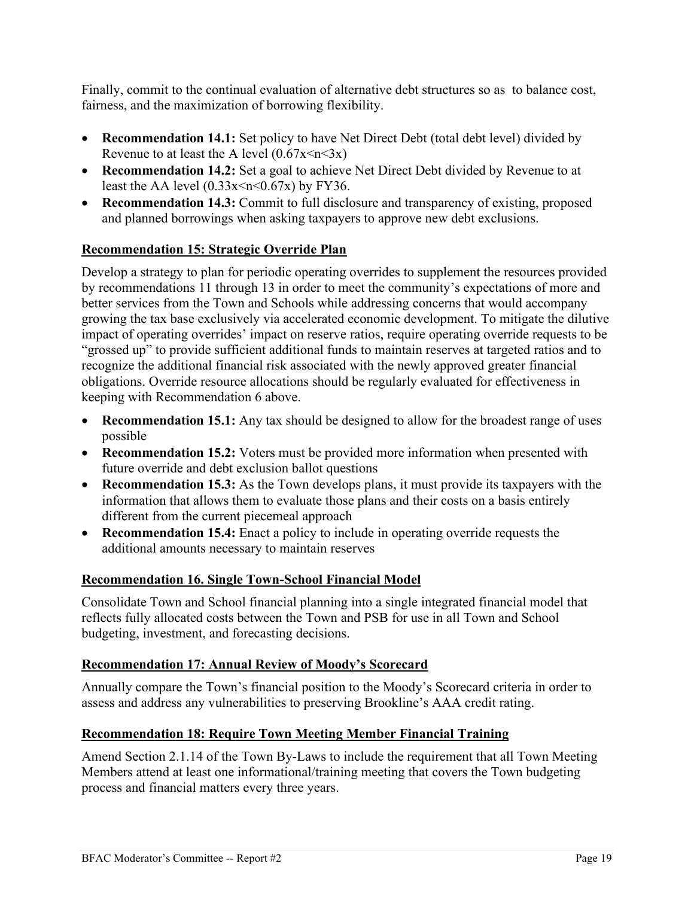Finally, commit to the continual evaluation of alternative debt structures so as to balance cost, fairness, and the maximization of borrowing flexibility.

- **Recommendation 14.1:** Set policy to have Net Direct Debt (total debt level) divided by Revenue to at least the A level ($0.67x<n<3x$)
- **Recommendation 14.2:** Set a goal to achieve Net Direct Debt divided by Revenue to at least the AA level ($0.33x<n<0.67x$) by FY36.
- **Recommendation 14.3:** Commit to full disclosure and transparency of existing, proposed and planned borrowings when asking taxpayers to approve new debt exclusions.

### Recommendation 15: Strategic Override Plan

Develop a strategy to plan for periodic operating overrides to supplement the resources provided by recommendations 11 through 13 in order to meet the community's expectations of more and better services from the Town and Schools while addressing concerns that would accompany growing the tax base exclusively via accelerated economic development. To mitigate the dilutive impact of operating overrides' impact on reserve ratios, require operating override requests to be "grossed up" to provide sufficient additional funds to maintain reserves at targeted ratios and to recognize the additional financial risk associated with the newly approved greater financial obligations. Override resource allocations should be regularly evaluated for effectiveness in keeping with Recommendation 6 above.

- **Recommendation 15.1:** Any tax should be designed to allow for the broadest range of uses possible
- **Recommendation 15.2:** Voters must be provided more information when presented with future override and debt exclusion ballot questions
- **Recommendation 15.3:** As the Town develops plans, it must provide its taxpayers with the information that allows them to evaluate those plans and their costs on a basis entirely different from the current piecemeal approach
- **Recommendation 15.4:** Enact a policy to include in operating override requests the additional amounts necessary to maintain reserves

### Recommendation 16. Single Town-School Financial Model

Consolidate Town and School financial planning into a single integrated financial model that reflects fully allocated costs between the Town and PSB for use in all Town and School budgeting, investment, and forecasting decisions.

### Recommendation 17: Annual Review of Moody's Scorecard

Annually compare the Town's financial position to the Moody's Scorecard criteria in order to assess and address any vulnerabilities to preserving Brookline's AAA credit rating.

### Recommendation 18: Require Town Meeting Member Financial Training

Amend Section 2.1.14 of the Town By-Laws to include the requirement that all Town Meeting Members attend at least one informational/training meeting that covers the Town budgeting process and financial matters every three years.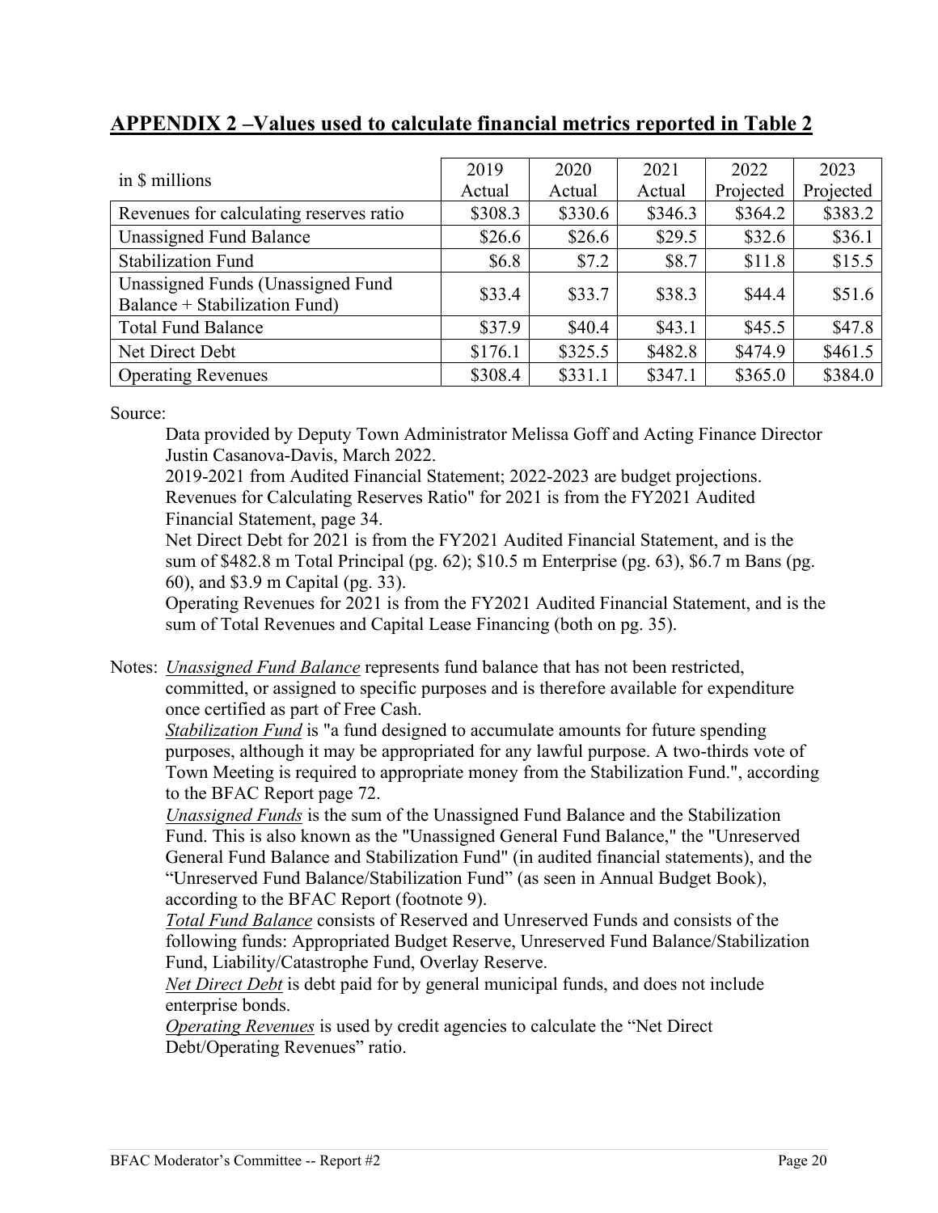## APPENDIX 2 –Values used to calculate financial metrics reported in Table 2

| in $ millions | 2019 Actual | 2020 Actual | 2021 Actual | 2022 Projected | 2023 Projected |
|---|---|---|---|---|---|
| Revenues for calculating reserves ratio | $308.3 | $330.6 | $346.3 | $364.2 | $383.2 |
| Unassigned Fund Balance | $26.6 | $26.6 | $29.5 | $32.6 | $36.1 |
| Stabilization Fund | $6.8 | $7.2 | $8.7 | $11.8 | $15.5 |
| Unassigned Funds (Unassigned Fund Balance + Stabilization Fund) | $33.4 | $33.7 | $38.3 | $44.4 | $51.6 |
| Total Fund Balance | $37.9 | $40.4 | $43.1 | $45.5 | $47.8 |
| Net Direct Debt | $176.1 | $325.5 | $482.8 | $474.9 | $461.5 |
| Operating Revenues | $308.4 | $331.1 | $347.1 | $365.0 | $384.0 |

Source:

Data provided by Deputy Town Administrator Melissa Goff and Acting Finance Director Justin Casanova-Davis, March 2022.
2019-2021 from Audited Financial Statement; 2022-2023 are budget projections.
Revenues for Calculating Reserves Ratio" for 2021 is from the FY2021 Audited Financial Statement, page 34.
Net Direct Debt for 2021 is from the FY2021 Audited Financial Statement, and is the sum of $482.8 m Total Principal (pg. 62); $10.5 m Enterprise (pg. 63), $6.7 m Bans (pg. 60), and $3.9 m Capital (pg. 33).
Operating Revenues for 2021 is from the FY2021 Audited Financial Statement, and is the sum of Total Revenues and Capital Lease Financing (both on pg. 35).

Notes: *Unassigned Fund Balance* represents fund balance that has not been restricted, committed, or assigned to specific purposes and is therefore available for expenditure once certified as part of Free Cash.
*Stabilization Fund* is "a fund designed to accumulate amounts for future spending purposes, although it may be appropriated for any lawful purpose. A two-thirds vote of Town Meeting is required to appropriate money from the Stabilization Fund.", according to the BFAC Report page 72.
*Unassigned Funds* is the sum of the Unassigned Fund Balance and the Stabilization Fund. This is also known as the "Unassigned General Fund Balance," the "Unreserved General Fund Balance and Stabilization Fund" (in audited financial statements), and the "Unreserved Fund Balance/Stabilization Fund" (as seen in Annual Budget Book), according to the BFAC Report (footnote 9).
*Total Fund Balance* consists of Reserved and Unreserved Funds and consists of the following funds: Appropriated Budget Reserve, Unreserved Fund Balance/Stabilization Fund, Liability/Catastrophe Fund, Overlay Reserve.
*Net Direct Debt* is debt paid for by general municipal funds, and does not include enterprise bonds.
*Operating Revenues* is used by credit agencies to calculate the "Net Direct Debt/Operating Revenues" ratio.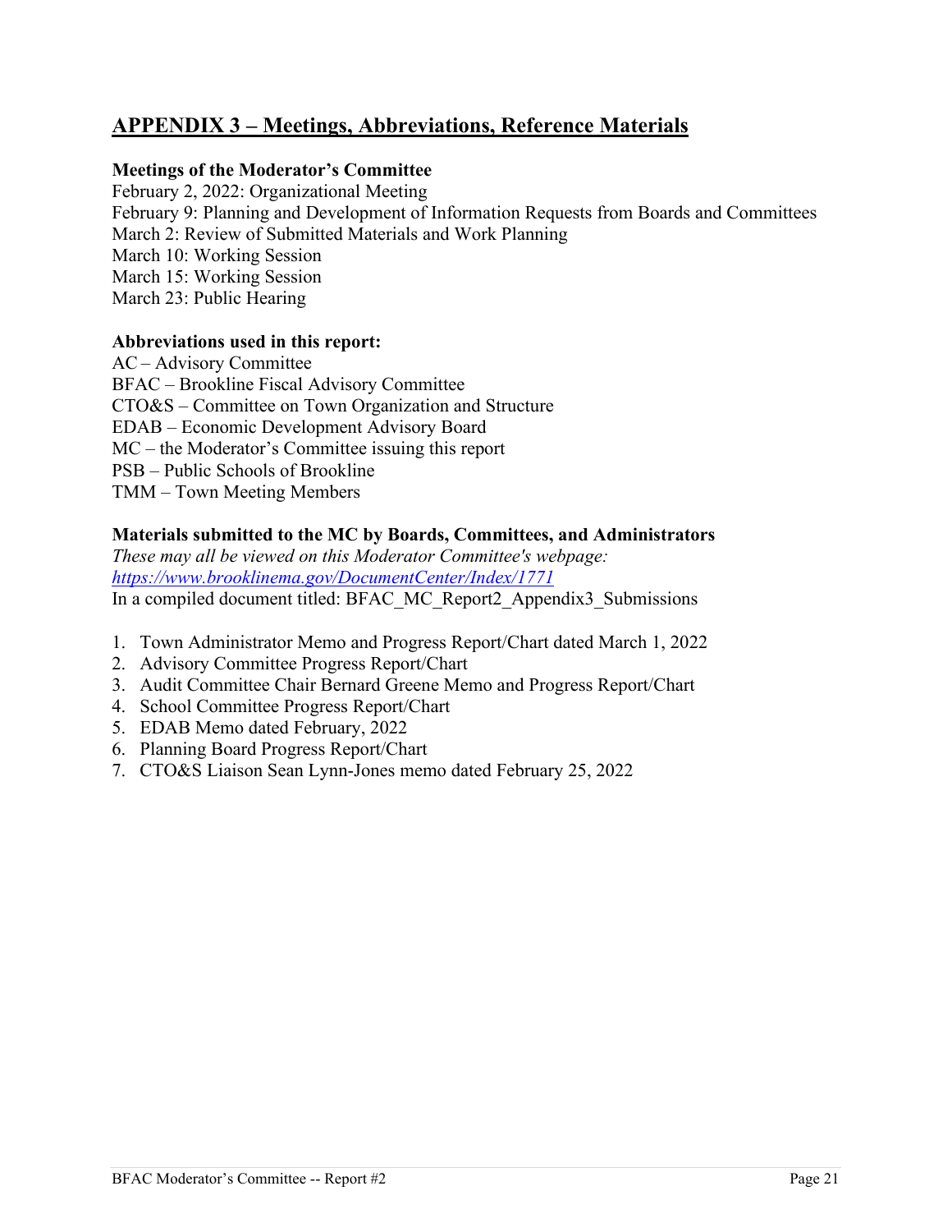## APPENDIX 3 – Meetings, Abbreviations, Reference Materials

**Meetings of the Moderator's Committee**

February 2, 2022: Organizational Meeting
February 9: Planning and Development of Information Requests from Boards and Committees
March 2: Review of Submitted Materials and Work Planning
March 10: Working Session
March 15: Working Session
March 23: Public Hearing

**Abbreviations used in this report:**

AC – Advisory Committee
BFAC – Brookline Fiscal Advisory Committee
CTO&S – Committee on Town Organization and Structure
EDAB – Economic Development Advisory Board
MC – the Moderator's Committee issuing this report
PSB – Public Schools of Brookline
TMM – Town Meeting Members

**Materials submitted to the MC by Boards, Committees, and Administrators**

*These may all be viewed on this Moderator Committee's webpage:*
*https://www.brooklinema.gov/DocumentCenter/Index/1771*
In a compiled document titled: BFAC_MC_Report2_Appendix3_Submissions

1. Town Administrator Memo and Progress Report/Chart dated March 1, 2022
2. Advisory Committee Progress Report/Chart
3. Audit Committee Chair Bernard Greene Memo and Progress Report/Chart
4. School Committee Progress Report/Chart
5. EDAB Memo dated February, 2022
6. Planning Board Progress Report/Chart
7. CTO&S Liaison Sean Lynn-Jones memo dated February 25, 2022